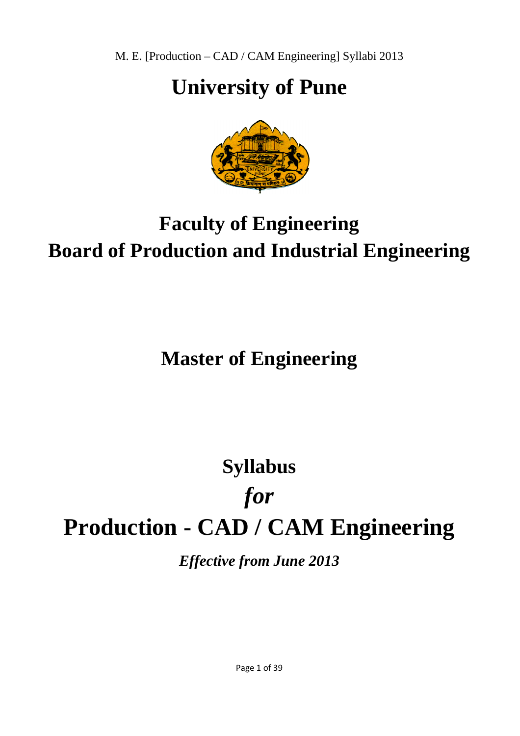# University of Pune

## Faculty of Engineering
## Board of Production and Industrial Engineering

## Master of Engineering

## Syllabus
## *for*
# Production - CAD / CAM Engineering

***Effective from June 2013***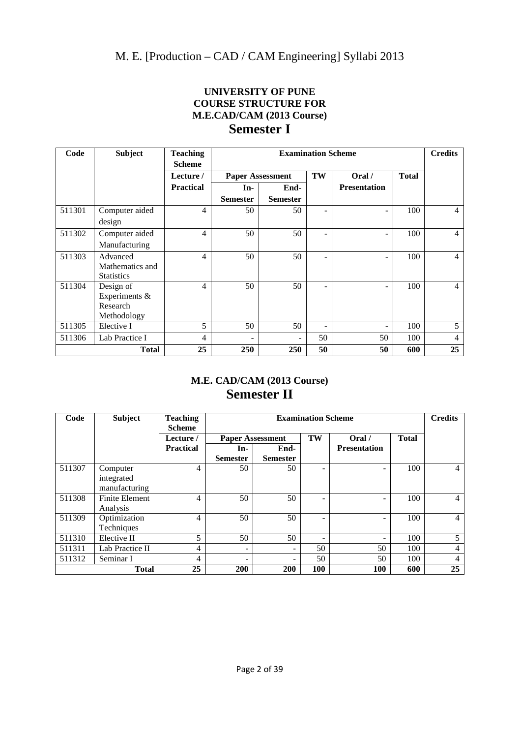# UNIVERSITY OF PUNE
## COURSE STRUCTURE FOR
## M.E.CAD/CAM (2013 Course)
# Semester I

| Code | Subject | Teaching Scheme | Examination Scheme | | | | | Credits |
|---|---|---|---|---|---|---|---|---|
| | | Lecture / Practical | Paper Assessment | | TW | Oral / Presentation | Total | |
| | | | In-Semester | End-Semester | | | | |
| 511301 | Computer aided design | 4 | 50 | 50 | - | - | 100 | 4 |
| 511302 | Computer aided Manufacturing | 4 | 50 | 50 | - | - | 100 | 4 |
| 511303 | Advanced Mathematics and Statistics | 4 | 50 | 50 | - | - | 100 | 4 |
| 511304 | Design of Experiments & Research Methodology | 4 | 50 | 50 | - | - | 100 | 4 |
| 511305 | Elective I | 5 | 50 | 50 | - | - | 100 | 5 |
| 511306 | Lab Practice I | 4 | - | - | 50 | 50 | 100 | 4 |
| **Total** | | **25** | **250** | **250** | **50** | **50** | **600** | **25** |

## M.E. CAD/CAM (2013 Course)
# Semester II

| Code | Subject | Teaching Scheme | Examination Scheme | | | | | Credits |
|---|---|---|---|---|---|---|---|---|
| | | Lecture / Practical | Paper Assessment | | TW | Oral / Presentation | Total | |
| | | | In-Semester | End-Semester | | | | |
| 511307 | Computer integrated manufacturing | 4 | 50 | 50 | - | - | 100 | 4 |
| 511308 | Finite Element Analysis | 4 | 50 | 50 | - | - | 100 | 4 |
| 511309 | Optimization Techniques | 4 | 50 | 50 | - | - | 100 | 4 |
| 511310 | Elective II | 5 | 50 | 50 | - | - | 100 | 5 |
| 511311 | Lab Practice II | 4 | - | - | 50 | 50 | 100 | 4 |
| 511312 | Seminar I | 4 | - | - | 50 | 50 | 100 | 4 |
| **Total** | | **25** | **200** | **200** | **100** | **100** | **600** | **25** |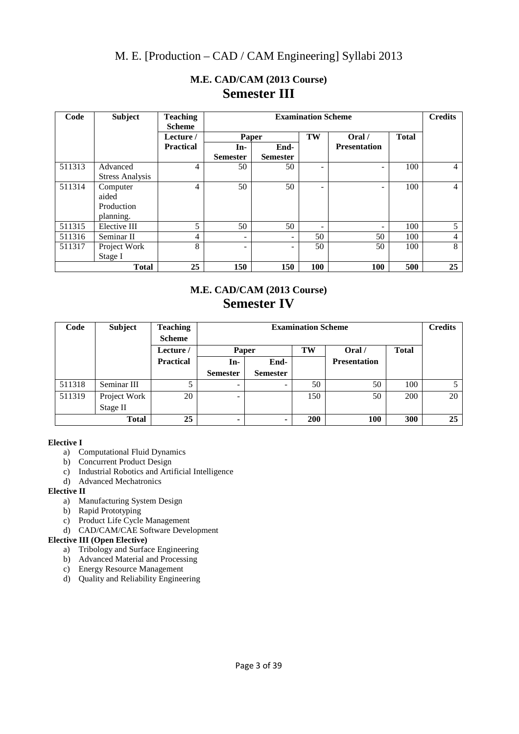## M.E. CAD/CAM (2013 Course)

# Semester III

| Code | Subject | Teaching Scheme | Examination Scheme | | | | | Credits |
|---|---|---|---|---|---|---|---|---|
| | | Lecture / Practical | Paper | | TW | Oral / Presentation | Total | |
| | | | In-Semester | End-Semester | | | | |
| 511313 | Advanced Stress Analysis | 4 | 50 | 50 | - | - | 100 | 4 |
| 511314 | Computer aided Production planning. | 4 | 50 | 50 | - | - | 100 | 4 |
| 511315 | Elective III | 5 | 50 | 50 | - | - | 100 | 5 |
| 511316 | Seminar II | 4 | - | - | 50 | 50 | 100 | 4 |
| 511317 | Project Work Stage I | 8 | - | - | 50 | 50 | 100 | 8 |
| | **Total** | **25** | **150** | **150** | **100** | **100** | **500** | **25** |

## M.E. CAD/CAM (2013 Course)

# Semester IV

| Code | Subject | Teaching Scheme | Examination Scheme | | | | | Credits |
|---|---|---|---|---|---|---|---|---|
| | | Lecture / Practical | Paper | | TW | Oral / Presentation | Total | |
| | | | In-Semester | End-Semester | | | | |
| 511318 | Seminar III | 5 | - | - | 50 | 50 | 100 | 5 |
| 511319 | Project Work Stage II | 20 | - | | 150 | 50 | 200 | 20 |
| | **Total** | **25** | **-** | **-** | **200** | **100** | **300** | **25** |

**Elective I**

a) Computational Fluid Dynamics
b) Concurrent Product Design
c) Industrial Robotics and Artificial Intelligence
d) Advanced Mechatronics

**Elective II**

a) Manufacturing System Design
b) Rapid Prototyping
c) Product Life Cycle Management
d) CAD/CAM/CAE Software Development

**Elective III (Open Elective)**

a) Tribology and Surface Engineering
b) Advanced Material and Processing
c) Energy Resource Management
d) Quality and Reliability Engineering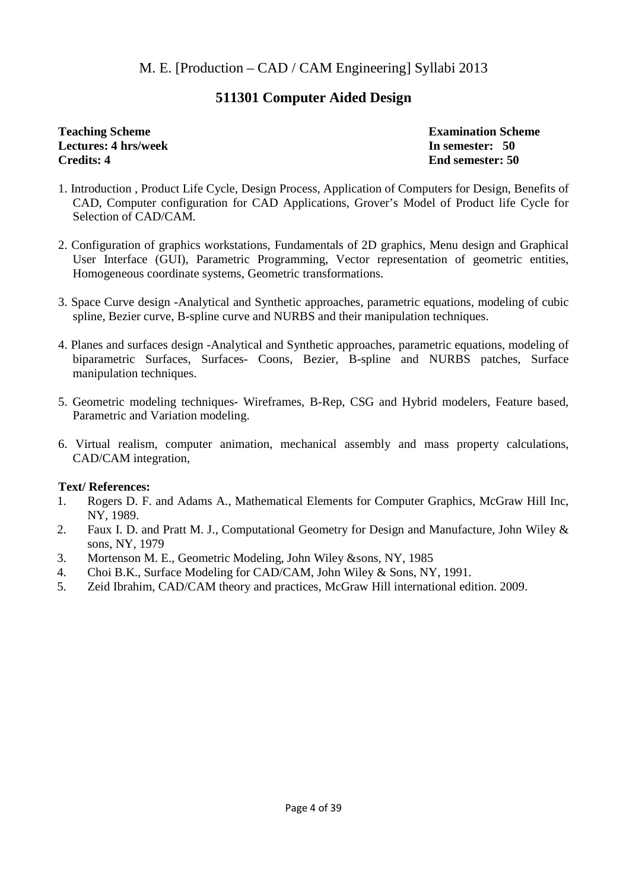M. E. [Production – CAD / CAM Engineering] Syllabi 2013

## 511301 Computer Aided Design

| **Teaching Scheme** | **Examination Scheme** |
|---|---|
| **Lectures: 4 hrs/week** | **In semester: 50** |
| **Credits: 4** | **End semester: 50** |

1. Introduction , Product Life Cycle, Design Process, Application of Computers for Design, Benefits of CAD, Computer configuration for CAD Applications, Grover's Model of Product life Cycle for Selection of CAD/CAM.

2. Configuration of graphics workstations, Fundamentals of 2D graphics, Menu design and Graphical User Interface (GUI), Parametric Programming, Vector representation of geometric entities, Homogeneous coordinate systems, Geometric transformations.

3. Space Curve design -Analytical and Synthetic approaches, parametric equations, modeling of cubic spline, Bezier curve, B-spline curve and NURBS and their manipulation techniques.

4. Planes and surfaces design -Analytical and Synthetic approaches, parametric equations, modeling of biparametric Surfaces, Surfaces- Coons, Bezier, B-spline and NURBS patches, Surface manipulation techniques.

5. Geometric modeling techniques- Wireframes, B-Rep, CSG and Hybrid modelers, Feature based, Parametric and Variation modeling.

6. Virtual realism, computer animation, mechanical assembly and mass property calculations, CAD/CAM integration,

**Text/ References:**

1. Rogers D. F. and Adams A., Mathematical Elements for Computer Graphics, McGraw Hill Inc, NY, 1989.
2. Faux I. D. and Pratt M. J., Computational Geometry for Design and Manufacture, John Wiley & sons, NY, 1979
3. Mortenson M. E., Geometric Modeling, John Wiley &sons, NY, 1985
4. Choi B.K., Surface Modeling for CAD/CAM, John Wiley & Sons, NY, 1991.
5. Zeid Ibrahim, CAD/CAM theory and practices, McGraw Hill international edition. 2009.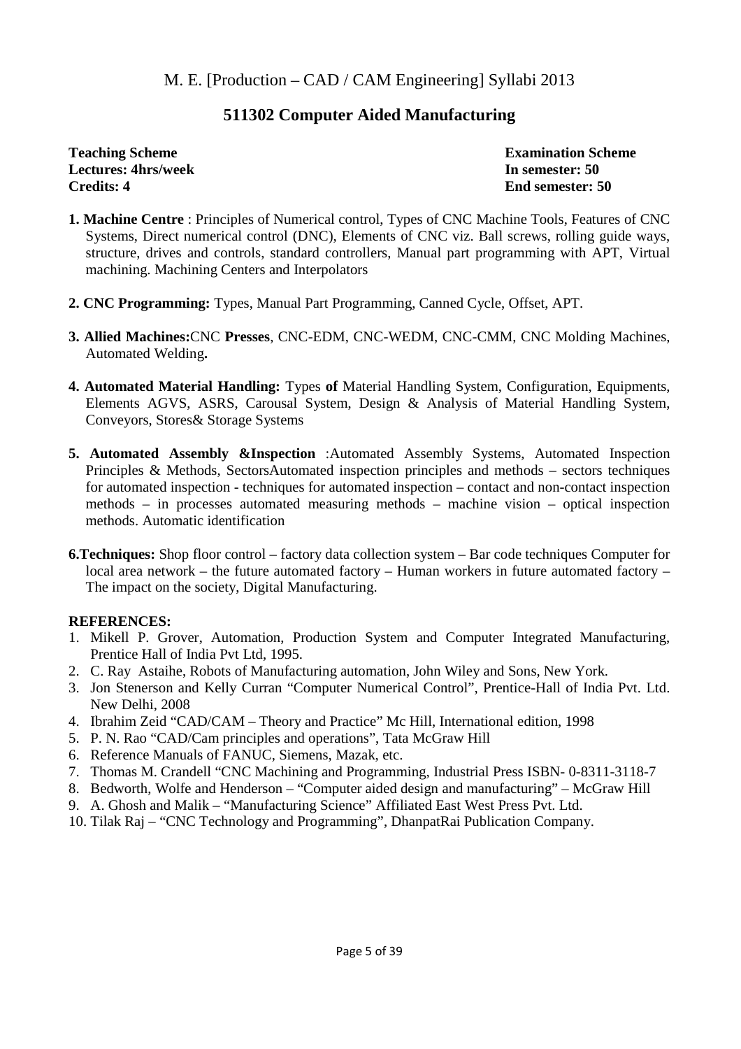M. E. [Production – CAD / CAM Engineering] Syllabi 2013

## 511302 Computer Aided Manufacturing

| **Teaching Scheme** | **Examination Scheme** |
| --- | --- |
| **Lectures: 4hrs/week** | **In semester: 50** |
| **Credits: 4** | **End semester: 50** |

**1. Machine Centre** : Principles of Numerical control, Types of CNC Machine Tools, Features of CNC Systems, Direct numerical control (DNC), Elements of CNC viz. Ball screws, rolling guide ways, structure, drives and controls, standard controllers, Manual part programming with APT, Virtual machining. Machining Centers and Interpolators

**2. CNC Programming:** Types, Manual Part Programming, Canned Cycle, Offset, APT.

**3. Allied Machines:**CNC **Presses**, CNC-EDM, CNC-WEDM, CNC-CMM, CNC Molding Machines, Automated Welding**.**

**4. Automated Material Handling:** Types **of** Material Handling System, Configuration, Equipments, Elements AGVS, ASRS, Carousal System, Design & Analysis of Material Handling System, Conveyors, Stores& Storage Systems

**5. Automated Assembly &Inspection** :Automated Assembly Systems, Automated Inspection Principles & Methods, SectorsAutomated inspection principles and methods – sectors techniques for automated inspection - techniques for automated inspection – contact and non-contact inspection methods – in processes automated measuring methods – machine vision – optical inspection methods. Automatic identification

**6.Techniques:** Shop floor control – factory data collection system – Bar code techniques Computer for local area network – the future automated factory – Human workers in future automated factory – The impact on the society, Digital Manufacturing.

**REFERENCES:**

1. Mikell P. Grover, Automation, Production System and Computer Integrated Manufacturing, Prentice Hall of India Pvt Ltd, 1995.
2. C. Ray Astaihe, Robots of Manufacturing automation, John Wiley and Sons, New York.
3. Jon Stenerson and Kelly Curran "Computer Numerical Control", Prentice-Hall of India Pvt. Ltd. New Delhi, 2008
4. Ibrahim Zeid "CAD/CAM – Theory and Practice" Mc Hill, International edition, 1998
5. P. N. Rao "CAD/Cam principles and operations", Tata McGraw Hill
6. Reference Manuals of FANUC, Siemens, Mazak, etc.
7. Thomas M. Crandell "CNC Machining and Programming, Industrial Press ISBN- 0-8311-3118-7
8. Bedworth, Wolfe and Henderson – "Computer aided design and manufacturing" – McGraw Hill
9. A. Ghosh and Malik – "Manufacturing Science" Affiliated East West Press Pvt. Ltd.
10. Tilak Raj – "CNC Technology and Programming", DhanpatRai Publication Company.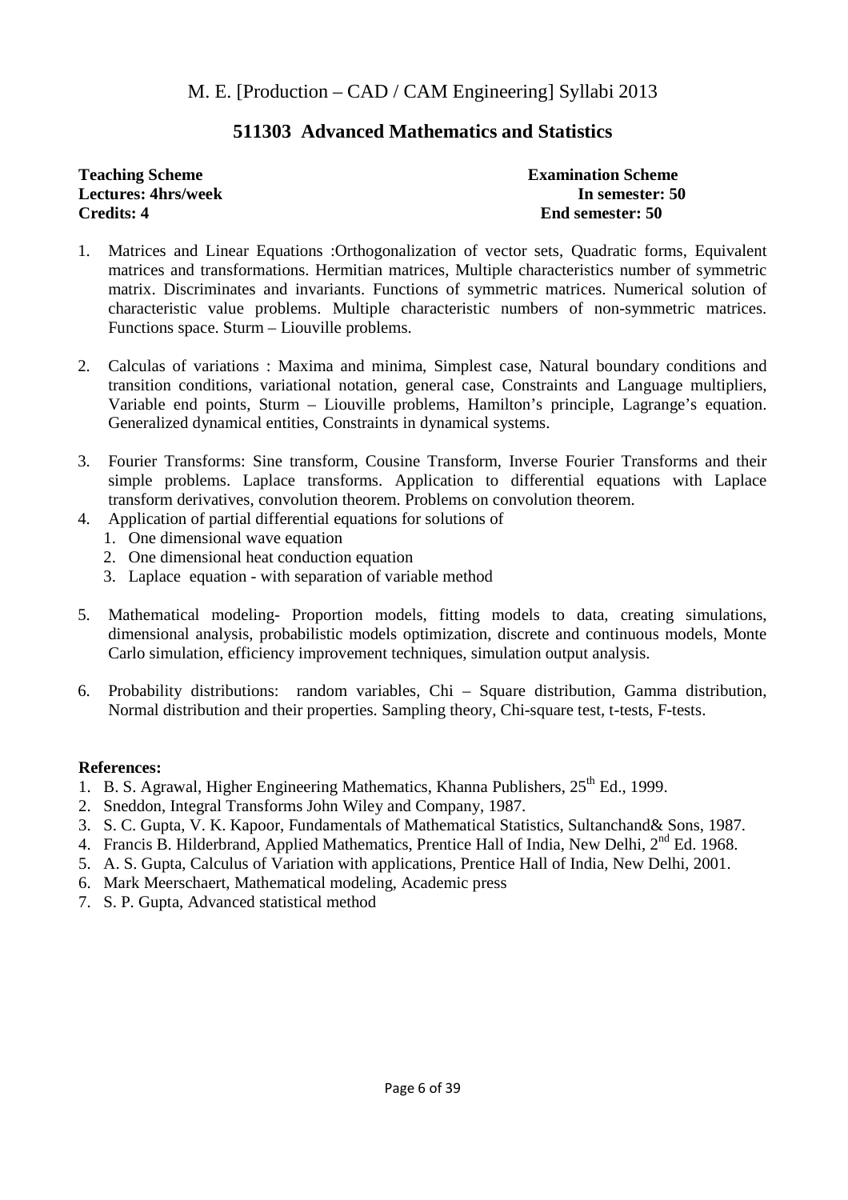M. E. [Production – CAD / CAM Engineering] Syllabi 2013

## 511303 Advanced Mathematics and Statistics

| **Teaching Scheme** | **Examination Scheme** |
|---|---|
| **Lectures: 4hrs/week** | **In semester: 50** |
| **Credits: 4** | **End semester: 50** |

1. Matrices and Linear Equations :Orthogonalization of vector sets, Quadratic forms, Equivalent matrices and transformations. Hermitian matrices, Multiple characteristics number of symmetric matrix. Discriminates and invariants. Functions of symmetric matrices. Numerical solution of characteristic value problems. Multiple characteristic numbers of non-symmetric matrices. Functions space. Sturm – Liouville problems.

2. Calculas of variations : Maxima and minima, Simplest case, Natural boundary conditions and transition conditions, variational notation, general case, Constraints and Language multipliers, Variable end points, Sturm – Liouville problems, Hamilton's principle, Lagrange's equation. Generalized dynamical entities, Constraints in dynamical systems.

3. Fourier Transforms: Sine transform, Cousine Transform, Inverse Fourier Transforms and their simple problems. Laplace transforms. Application to differential equations with Laplace transform derivatives, convolution theorem. Problems on convolution theorem.
4. Application of partial differential equations for solutions of
   1. One dimensional wave equation
   2. One dimensional heat conduction equation
   3. Laplace equation - with separation of variable method

5. Mathematical modeling- Proportion models, fitting models to data, creating simulations, dimensional analysis, probabilistic models optimization, discrete and continuous models, Monte Carlo simulation, efficiency improvement techniques, simulation output analysis.

6. Probability distributions: random variables, Chi – Square distribution, Gamma distribution, Normal distribution and their properties. Sampling theory, Chi-square test, t-tests, F-tests.

**References:**

1. B. S. Agrawal, Higher Engineering Mathematics, Khanna Publishers, 25th Ed., 1999.
2. Sneddon, Integral Transforms John Wiley and Company, 1987.
3. S. C. Gupta, V. K. Kapoor, Fundamentals of Mathematical Statistics, Sultanchand& Sons, 1987.
4. Francis B. Hilderbrand, Applied Mathematics, Prentice Hall of India, New Delhi, 2nd Ed. 1968.
5. A. S. Gupta, Calculus of Variation with applications, Prentice Hall of India, New Delhi, 2001.
6. Mark Meerschaert, Mathematical modeling, Academic press
7. S. P. Gupta, Advanced statistical method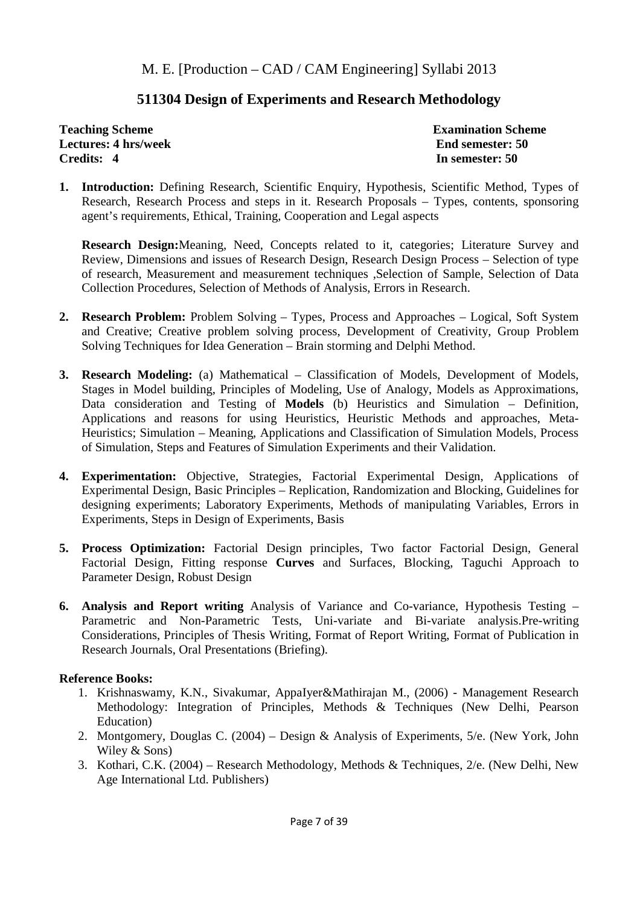M. E. [Production – CAD / CAM Engineering] Syllabi 2013

## 511304 Design of Experiments and Research Methodology

| **Teaching Scheme** | **Examination Scheme** |
|---|---|
| **Lectures: 4 hrs/week** | **End semester: 50** |
| **Credits: 4** | **In semester: 50** |

1. **Introduction:** Defining Research, Scientific Enquiry, Hypothesis, Scientific Method, Types of Research, Research Process and steps in it. Research Proposals – Types, contents, sponsoring agent's requirements, Ethical, Training, Cooperation and Legal aspects

   **Research Design:**Meaning, Need, Concepts related to it, categories; Literature Survey and Review, Dimensions and issues of Research Design, Research Design Process – Selection of type of research, Measurement and measurement techniques ,Selection of Sample, Selection of Data Collection Procedures, Selection of Methods of Analysis, Errors in Research.

2. **Research Problem:** Problem Solving – Types, Process and Approaches – Logical, Soft System and Creative; Creative problem solving process, Development of Creativity, Group Problem Solving Techniques for Idea Generation – Brain storming and Delphi Method.

3. **Research Modeling:** (a) Mathematical – Classification of Models, Development of Models, Stages in Model building, Principles of Modeling, Use of Analogy, Models as Approximations, Data consideration and Testing of **Models** (b) Heuristics and Simulation – Definition, Applications and reasons for using Heuristics, Heuristic Methods and approaches, Meta-Heuristics; Simulation – Meaning, Applications and Classification of Simulation Models, Process of Simulation, Steps and Features of Simulation Experiments and their Validation.

4. **Experimentation:** Objective, Strategies, Factorial Experimental Design, Applications of Experimental Design, Basic Principles – Replication, Randomization and Blocking, Guidelines for designing experiments; Laboratory Experiments, Methods of manipulating Variables, Errors in Experiments, Steps in Design of Experiments, Basis

5. **Process Optimization:** Factorial Design principles, Two factor Factorial Design, General Factorial Design, Fitting response **Curves** and Surfaces, Blocking, Taguchi Approach to Parameter Design, Robust Design

6. **Analysis and Report writing** Analysis of Variance and Co-variance, Hypothesis Testing – Parametric and Non-Parametric Tests, Uni-variate and Bi-variate analysis.Pre-writing Considerations, Principles of Thesis Writing, Format of Report Writing, Format of Publication in Research Journals, Oral Presentations (Briefing).

**Reference Books:**

1. Krishnaswamy, K.N., Sivakumar, AppaIyer&Mathirajan M., (2006) - Management Research Methodology: Integration of Principles, Methods & Techniques (New Delhi, Pearson Education)
2. Montgomery, Douglas C. (2004) – Design & Analysis of Experiments, 5/e. (New York, John Wiley & Sons)
3. Kothari, C.K. (2004) – Research Methodology, Methods & Techniques, 2/e. (New Delhi, New Age International Ltd. Publishers)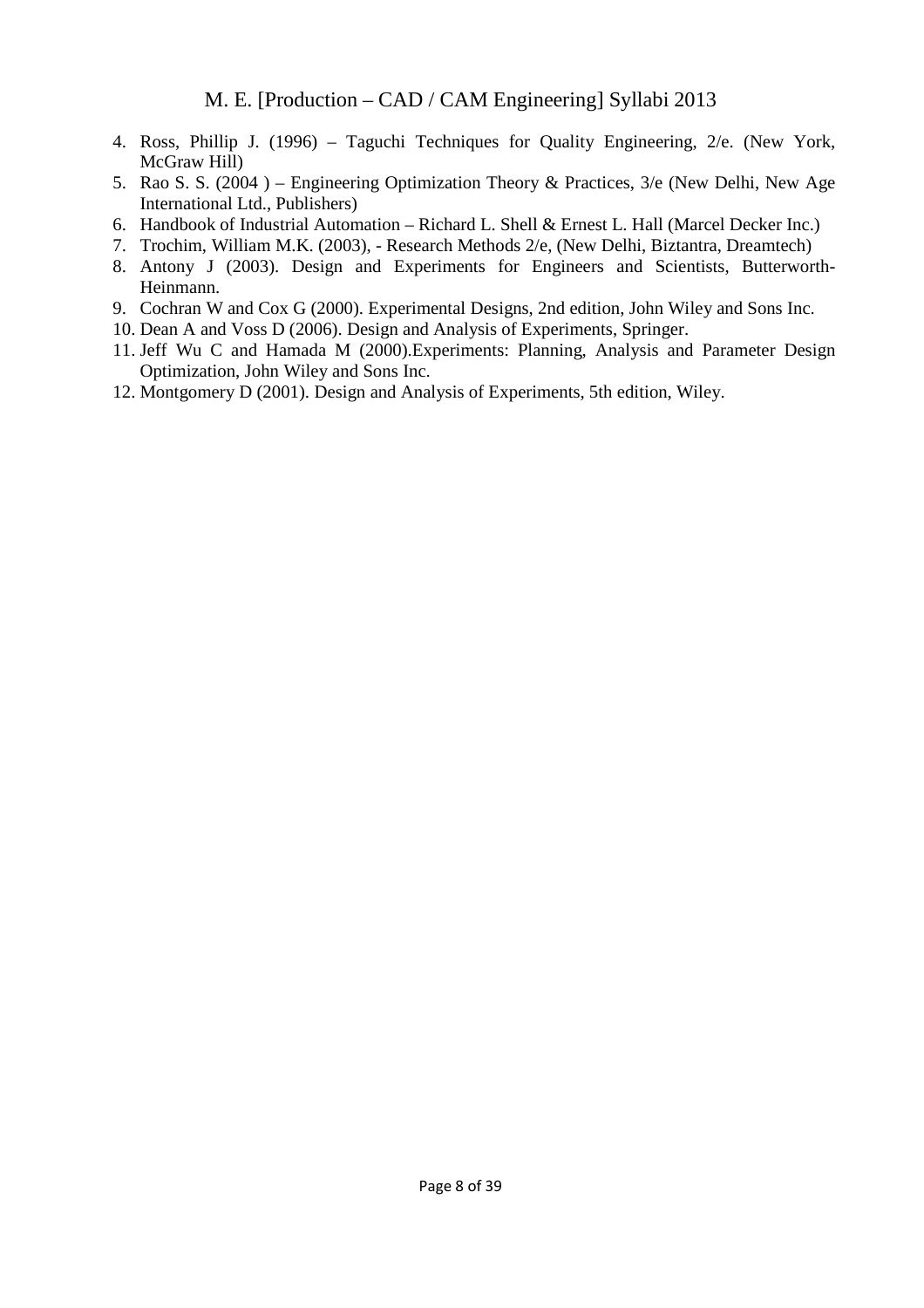4. Ross, Phillip J. (1996) – Taguchi Techniques for Quality Engineering, 2/e. (New York, McGraw Hill)
5. Rao S. S. (2004 ) – Engineering Optimization Theory & Practices, 3/e (New Delhi, New Age International Ltd., Publishers)
6. Handbook of Industrial Automation – Richard L. Shell & Ernest L. Hall (Marcel Decker Inc.)
7. Trochim, William M.K. (2003), - Research Methods 2/e, (New Delhi, Biztantra, Dreamtech)
8. Antony J (2003). Design and Experiments for Engineers and Scientists, Butterworth-Heinmann.
9. Cochran W and Cox G (2000). Experimental Designs, 2nd edition, John Wiley and Sons Inc.
10. Dean A and Voss D (2006). Design and Analysis of Experiments, Springer.
11. Jeff Wu C and Hamada M (2000).Experiments: Planning, Analysis and Parameter Design Optimization, John Wiley and Sons Inc.
12. Montgomery D (2001). Design and Analysis of Experiments, 5th edition, Wiley.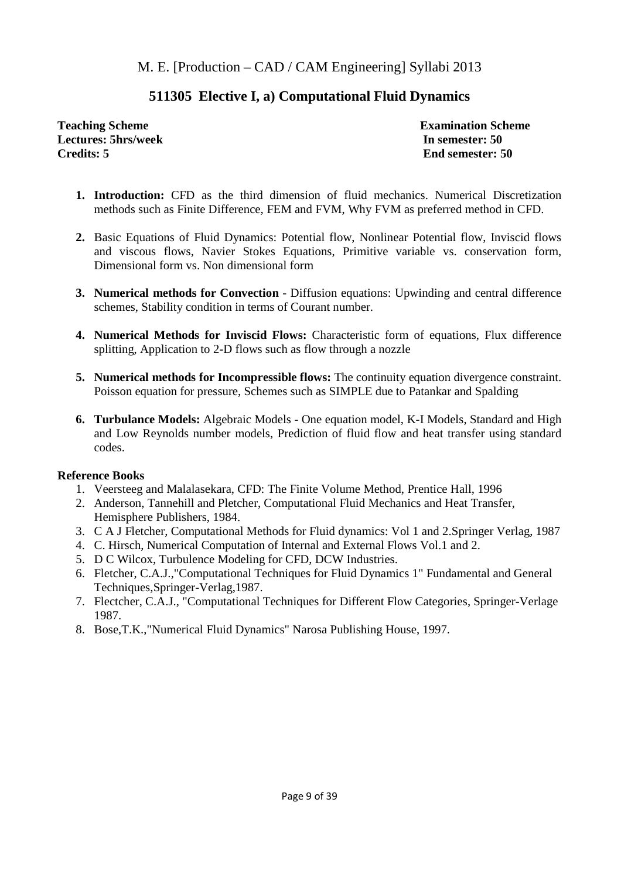## 511305 Elective I, a) Computational Fluid Dynamics

**Teaching Scheme**
**Lectures: 5hrs/week**
**Credits: 5**

**Examination Scheme**
**In semester: 50**
**End semester: 50**

1. **Introduction:** CFD as the third dimension of fluid mechanics. Numerical Discretization methods such as Finite Difference, FEM and FVM, Why FVM as preferred method in CFD.

2. Basic Equations of Fluid Dynamics: Potential flow, Nonlinear Potential flow, Inviscid flows and viscous flows, Navier Stokes Equations, Primitive variable vs. conservation form, Dimensional form vs. Non dimensional form

3. **Numerical methods for Convection** - Diffusion equations: Upwinding and central difference schemes, Stability condition in terms of Courant number.

4. **Numerical Methods for Inviscid Flows:** Characteristic form of equations, Flux difference splitting, Application to 2-D flows such as flow through a nozzle

5. **Numerical methods for Incompressible flows:** The continuity equation divergence constraint. Poisson equation for pressure, Schemes such as SIMPLE due to Patankar and Spalding

6. **Turbulance Models:** Algebraic Models - One equation model, K-I Models, Standard and High and Low Reynolds number models, Prediction of fluid flow and heat transfer using standard codes.

**Reference Books**

1. Veersteeg and Malalasekara, CFD: The Finite Volume Method, Prentice Hall, 1996
2. Anderson, Tannehill and Pletcher, Computational Fluid Mechanics and Heat Transfer, Hemisphere Publishers, 1984.
3. C A J Fletcher, Computational Methods for Fluid dynamics: Vol 1 and 2.Springer Verlag, 1987
4. C. Hirsch, Numerical Computation of Internal and External Flows Vol.1 and 2.
5. D C Wilcox, Turbulence Modeling for CFD, DCW Industries.
6. Fletcher, C.A.J.,"Computational Techniques for Fluid Dynamics 1" Fundamental and General Techniques,Springer-Verlag,1987.
7. Flectcher, C.A.J., "Computational Techniques for Different Flow Categories, Springer-Verlage 1987.
8. Bose,T.K.,"Numerical Fluid Dynamics" Narosa Publishing House, 1997.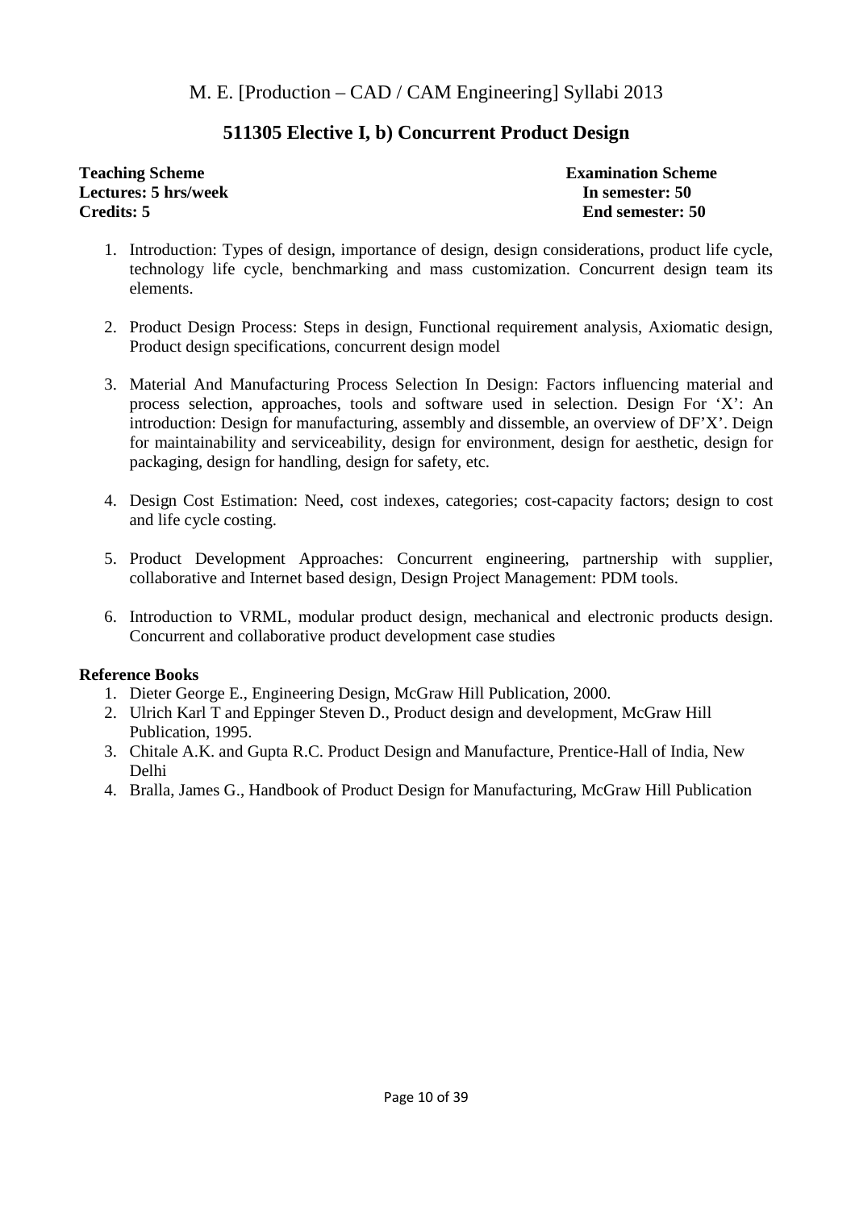M. E. [Production – CAD / CAM Engineering] Syllabi 2013

## 511305 Elective I, b) Concurrent Product Design

| **Teaching Scheme** | **Examination Scheme** |
|---|---|
| **Lectures: 5 hrs/week** | **In semester: 50** |
| **Credits: 5** | **End semester: 50** |

1. Introduction: Types of design, importance of design, design considerations, product life cycle, technology life cycle, benchmarking and mass customization. Concurrent design team its elements.

2. Product Design Process: Steps in design, Functional requirement analysis, Axiomatic design, Product design specifications, concurrent design model

3. Material And Manufacturing Process Selection In Design: Factors influencing material and process selection, approaches, tools and software used in selection. Design For 'X': An introduction: Design for manufacturing, assembly and dissemble, an overview of DF'X'. Deign for maintainability and serviceability, design for environment, design for aesthetic, design for packaging, design for handling, design for safety, etc.

4. Design Cost Estimation: Need, cost indexes, categories; cost-capacity factors; design to cost and life cycle costing.

5. Product Development Approaches: Concurrent engineering, partnership with supplier, collaborative and Internet based design, Design Project Management: PDM tools.

6. Introduction to VRML, modular product design, mechanical and electronic products design. Concurrent and collaborative product development case studies

**Reference Books**

1. Dieter George E., Engineering Design, McGraw Hill Publication, 2000.
2. Ulrich Karl T and Eppinger Steven D., Product design and development, McGraw Hill Publication, 1995.
3. Chitale A.K. and Gupta R.C. Product Design and Manufacture, Prentice-Hall of India, New Delhi
4. Bralla, James G., Handbook of Product Design for Manufacturing, McGraw Hill Publication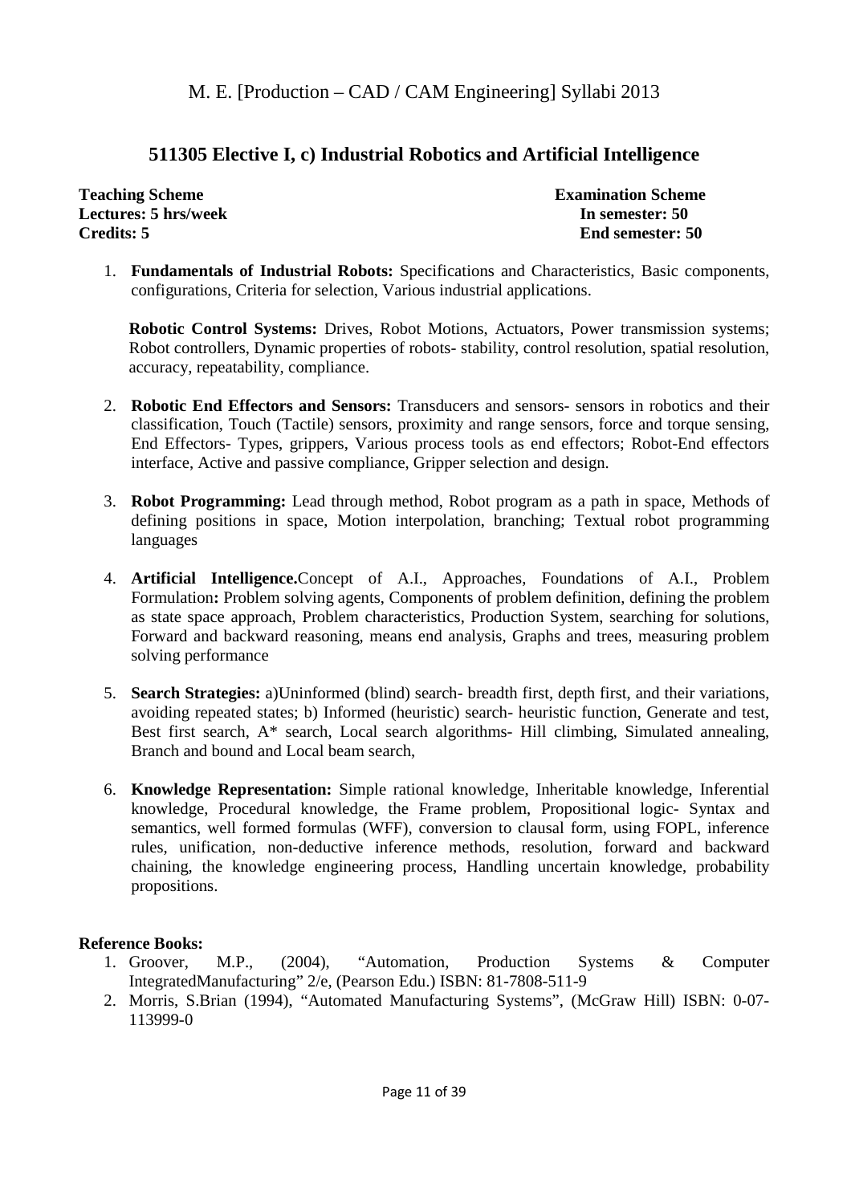## 511305 Elective I, c) Industrial Robotics and Artificial Intelligence

| **Teaching Scheme** | **Examination Scheme** |
| --- | --- |
| **Lectures: 5 hrs/week** | **In semester: 50** |
| **Credits: 5** | **End semester: 50** |

1. **Fundamentals of Industrial Robots:** Specifications and Characteristics, Basic components, configurations, Criteria for selection, Various industrial applications.

   **Robotic Control Systems:** Drives, Robot Motions, Actuators, Power transmission systems; Robot controllers, Dynamic properties of robots- stability, control resolution, spatial resolution, accuracy, repeatability, compliance.

2. **Robotic End Effectors and Sensors:** Transducers and sensors- sensors in robotics and their classification, Touch (Tactile) sensors, proximity and range sensors, force and torque sensing, End Effectors- Types, grippers, Various process tools as end effectors; Robot-End effectors interface, Active and passive compliance, Gripper selection and design.

3. **Robot Programming:** Lead through method, Robot program as a path in space, Methods of defining positions in space, Motion interpolation, branching; Textual robot programming languages

4. **Artificial Intelligence.**Concept of A.I., Approaches, Foundations of A.I., Problem Formulation**:** Problem solving agents, Components of problem definition, defining the problem as state space approach, Problem characteristics, Production System, searching for solutions, Forward and backward reasoning, means end analysis, Graphs and trees, measuring problem solving performance

5. **Search Strategies:** a)Uninformed (blind) search- breadth first, depth first, and their variations, avoiding repeated states; b) Informed (heuristic) search- heuristic function, Generate and test, Best first search, A* search, Local search algorithms- Hill climbing, Simulated annealing, Branch and bound and Local beam search,

6. **Knowledge Representation:** Simple rational knowledge, Inheritable knowledge, Inferential knowledge, Procedural knowledge, the Frame problem, Propositional logic- Syntax and semantics, well formed formulas (WFF), conversion to clausal form, using FOPL, inference rules, unification, non-deductive inference methods, resolution, forward and backward chaining, the knowledge engineering process, Handling uncertain knowledge, probability propositions.

**Reference Books:**

1. Groover, M.P., (2004), "Automation, Production Systems & Computer IntegratedManufacturing" 2/e, (Pearson Edu.) ISBN: 81-7808-511-9
2. Morris, S.Brian (1994), "Automated Manufacturing Systems", (McGraw Hill) ISBN: 0-07-113999-0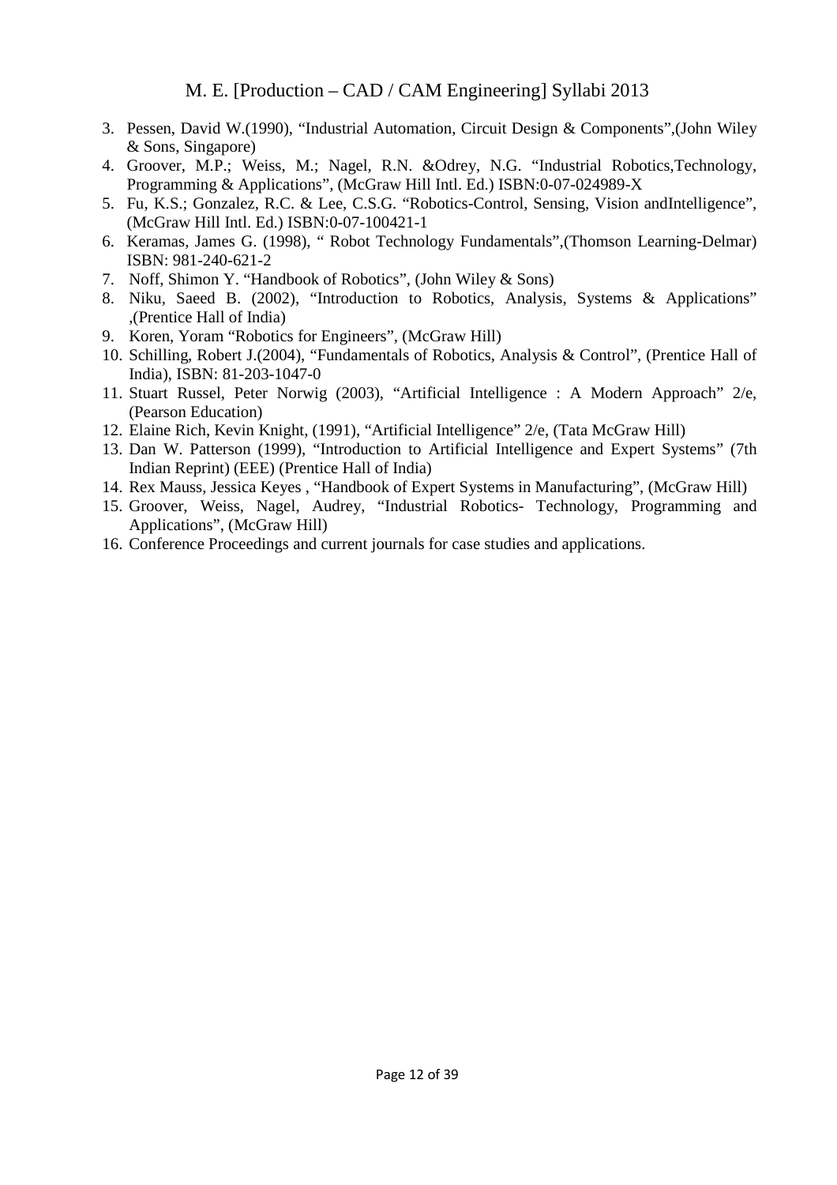3. Pessen, David W.(1990), "Industrial Automation, Circuit Design & Components",(John Wiley & Sons, Singapore)
4. Groover, M.P.; Weiss, M.; Nagel, R.N. &Odrey, N.G. "Industrial Robotics,Technology, Programming & Applications", (McGraw Hill Intl. Ed.) ISBN:0-07-024989-X
5. Fu, K.S.; Gonzalez, R.C. & Lee, C.S.G. "Robotics-Control, Sensing, Vision andIntelligence", (McGraw Hill Intl. Ed.) ISBN:0-07-100421-1
6. Keramas, James G. (1998), " Robot Technology Fundamentals",(Thomson Learning-Delmar) ISBN: 981-240-621-2
7. Noff, Shimon Y. "Handbook of Robotics", (John Wiley & Sons)
8. Niku, Saeed B. (2002), "Introduction to Robotics, Analysis, Systems & Applications" ,(Prentice Hall of India)
9. Koren, Yoram "Robotics for Engineers", (McGraw Hill)
10. Schilling, Robert J.(2004), "Fundamentals of Robotics, Analysis & Control", (Prentice Hall of India), ISBN: 81-203-1047-0
11. Stuart Russel, Peter Norwig (2003), "Artificial Intelligence : A Modern Approach" 2/e, (Pearson Education)
12. Elaine Rich, Kevin Knight, (1991), "Artificial Intelligence" 2/e, (Tata McGraw Hill)
13. Dan W. Patterson (1999), "Introduction to Artificial Intelligence and Expert Systems" (7th Indian Reprint) (EEE) (Prentice Hall of India)
14. Rex Mauss, Jessica Keyes , "Handbook of Expert Systems in Manufacturing", (McGraw Hill)
15. Groover, Weiss, Nagel, Audrey, "Industrial Robotics- Technology, Programming and Applications", (McGraw Hill)
16. Conference Proceedings and current journals for case studies and applications.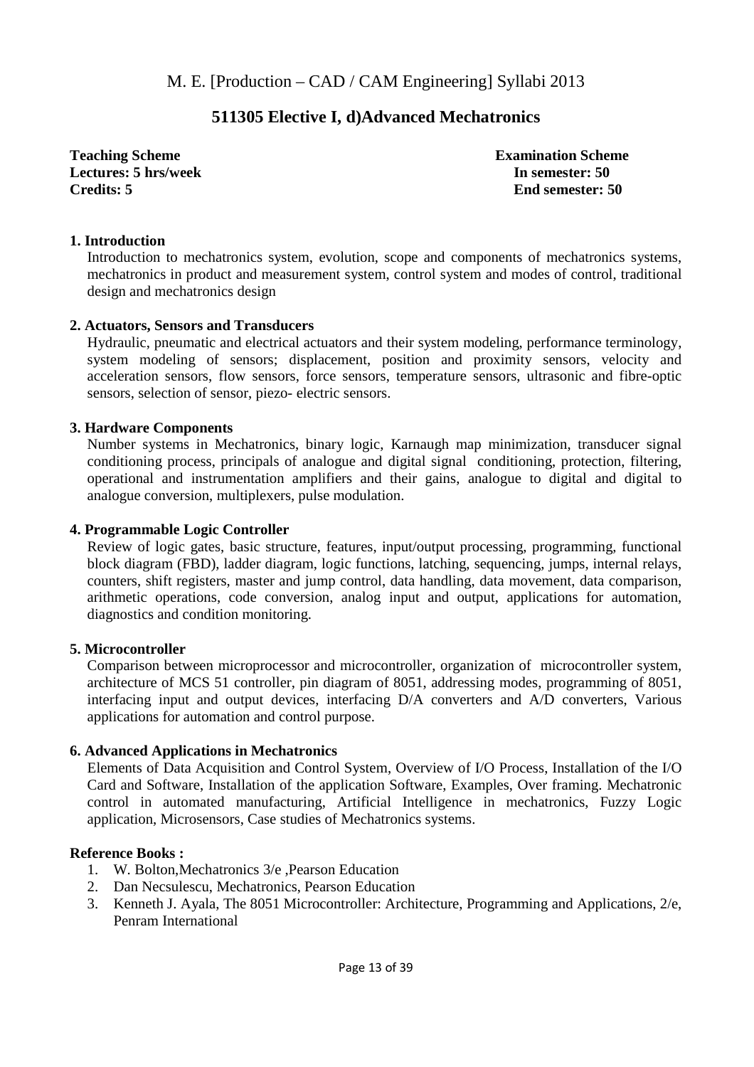# M. E. [Production – CAD / CAM Engineering] Syllabi 2013

## 511305 Elective I, d)Advanced Mechatronics

**Teaching Scheme**
**Lectures: 5 hrs/week**
**Credits: 5**

**Examination Scheme**
**In semester: 50**
**End semester: 50**

**1. Introduction**

Introduction to mechatronics system, evolution, scope and components of mechatronics systems, mechatronics in product and measurement system, control system and modes of control, traditional design and mechatronics design

**2. Actuators, Sensors and Transducers**

Hydraulic, pneumatic and electrical actuators and their system modeling, performance terminology, system modeling of sensors; displacement, position and proximity sensors, velocity and acceleration sensors, flow sensors, force sensors, temperature sensors, ultrasonic and fibre-optic sensors, selection of sensor, piezo- electric sensors.

**3. Hardware Components**

Number systems in Mechatronics, binary logic, Karnaugh map minimization, transducer signal conditioning process, principals of analogue and digital signal conditioning, protection, filtering, operational and instrumentation amplifiers and their gains, analogue to digital and digital to analogue conversion, multiplexers, pulse modulation.

**4. Programmable Logic Controller**

Review of logic gates, basic structure, features, input/output processing, programming, functional block diagram (FBD), ladder diagram, logic functions, latching, sequencing, jumps, internal relays, counters, shift registers, master and jump control, data handling, data movement, data comparison, arithmetic operations, code conversion, analog input and output, applications for automation, diagnostics and condition monitoring.

**5. Microcontroller**

Comparison between microprocessor and microcontroller, organization of microcontroller system, architecture of MCS 51 controller, pin diagram of 8051, addressing modes, programming of 8051, interfacing input and output devices, interfacing D/A converters and A/D converters, Various applications for automation and control purpose.

**6. Advanced Applications in Mechatronics**

Elements of Data Acquisition and Control System, Overview of I/O Process, Installation of the I/O Card and Software, Installation of the application Software, Examples, Over framing. Mechatronic control in automated manufacturing, Artificial Intelligence in mechatronics, Fuzzy Logic application, Microsensors, Case studies of Mechatronics systems.

**Reference Books :**

1. W. Bolton,Mechatronics 3/e ,Pearson Education
2. Dan Necsulescu, Mechatronics, Pearson Education
3. Kenneth J. Ayala, The 8051 Microcontroller: Architecture, Programming and Applications, 2/e, Penram International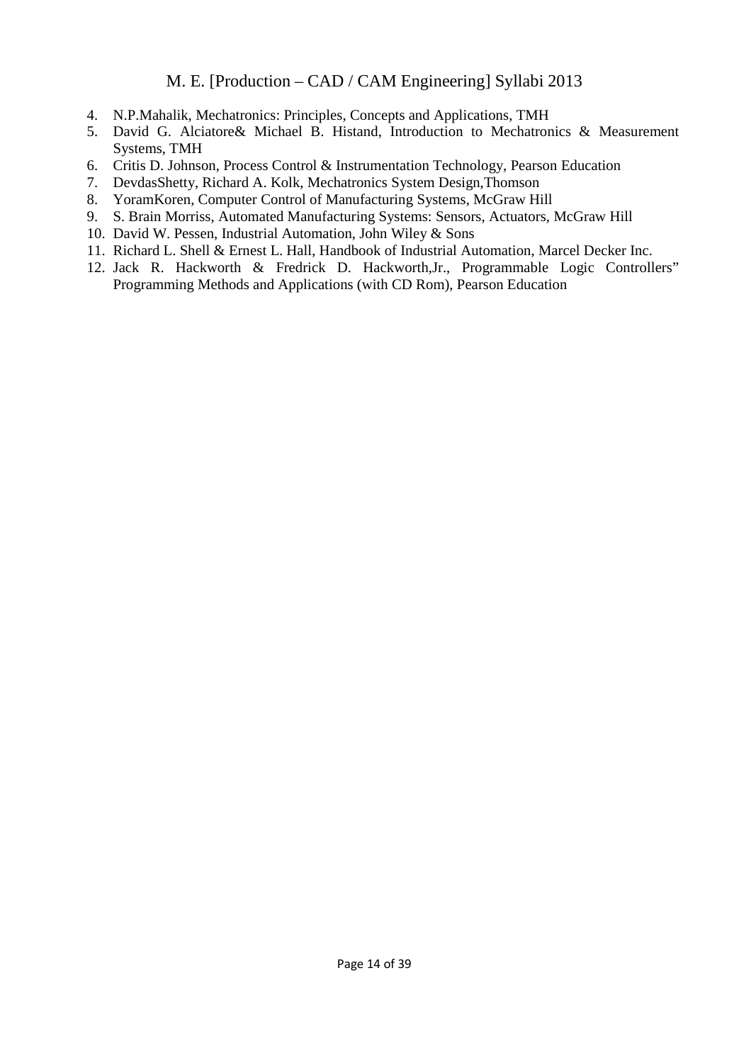4. N.P.Mahalik, Mechatronics: Principles, Concepts and Applications, TMH
5. David G. Alciatore& Michael B. Histand, Introduction to Mechatronics & Measurement Systems, TMH
6. Critis D. Johnson, Process Control & Instrumentation Technology, Pearson Education
7. DevdasShetty, Richard A. Kolk, Mechatronics System Design,Thomson
8. YoramKoren, Computer Control of Manufacturing Systems, McGraw Hill
9. S. Brain Morriss, Automated Manufacturing Systems: Sensors, Actuators, McGraw Hill
10. David W. Pessen, Industrial Automation, John Wiley & Sons
11. Richard L. Shell & Ernest L. Hall, Handbook of Industrial Automation, Marcel Decker Inc.
12. Jack R. Hackworth & Fredrick D. Hackworth,Jr., Programmable Logic Controllers" Programming Methods and Applications (with CD Rom), Pearson Education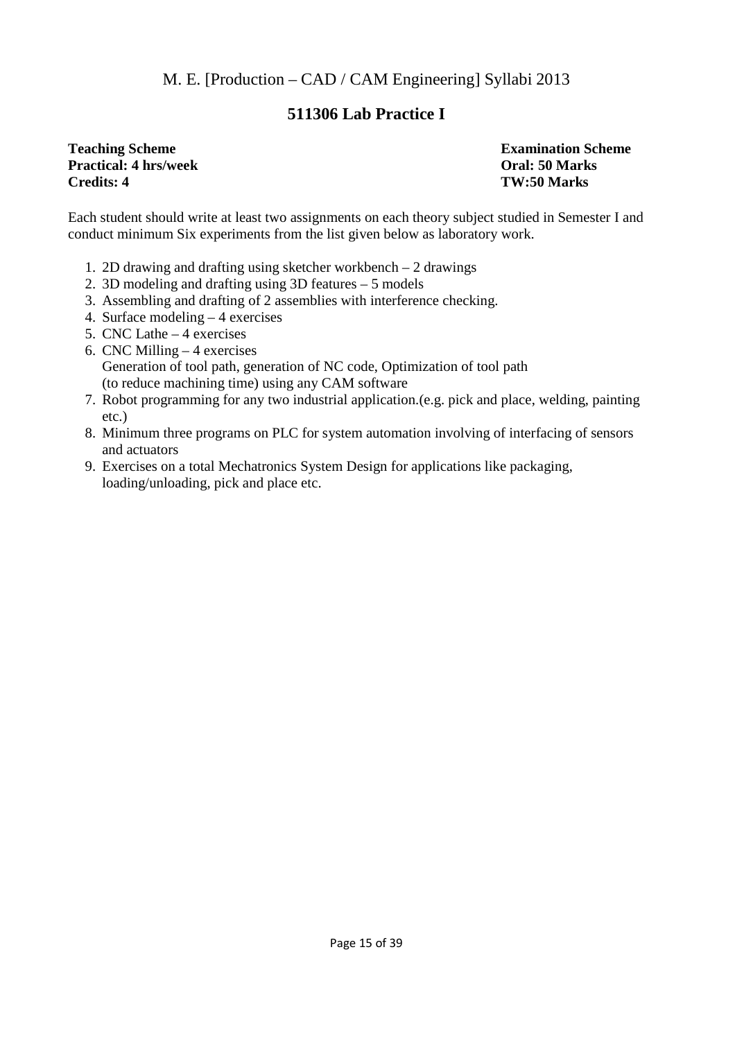# 511306 Lab Practice I

**Teaching Scheme**
**Practical: 4 hrs/week**
**Credits: 4**

**Examination Scheme**
**Oral: 50 Marks**
**TW:50 Marks**

Each student should write at least two assignments on each theory subject studied in Semester I and conduct minimum Six experiments from the list given below as laboratory work.

1. 2D drawing and drafting using sketcher workbench – 2 drawings
2. 3D modeling and drafting using 3D features – 5 models
3. Assembling and drafting of 2 assemblies with interference checking.
4. Surface modeling – 4 exercises
5. CNC Lathe – 4 exercises
6. CNC Milling – 4 exercises
   Generation of tool path, generation of NC code, Optimization of tool path (to reduce machining time) using any CAM software
7. Robot programming for any two industrial application.(e.g. pick and place, welding, painting etc.)
8. Minimum three programs on PLC for system automation involving of interfacing of sensors and actuators
9. Exercises on a total Mechatronics System Design for applications like packaging, loading/unloading, pick and place etc.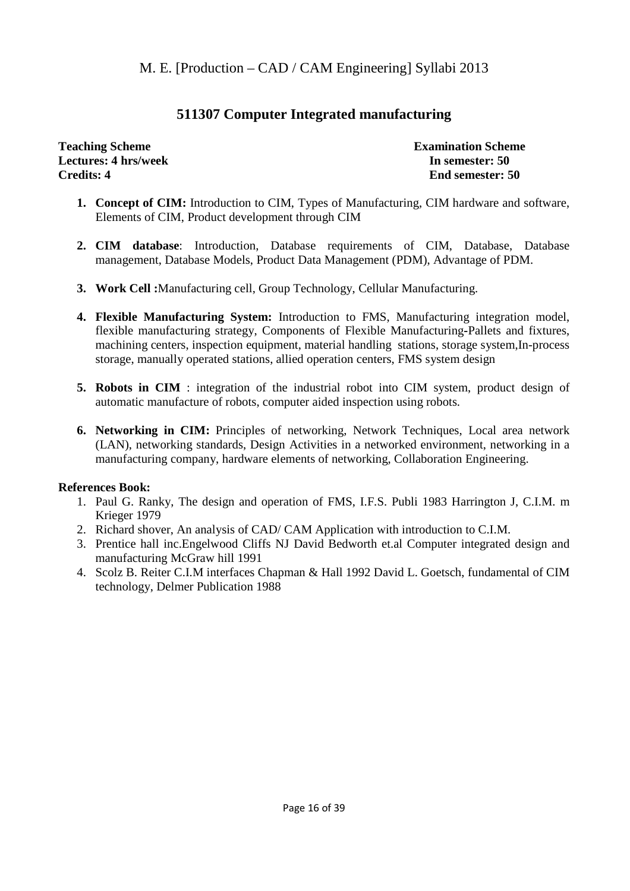# 511307 Computer Integrated manufacturing

**Teaching Scheme**
**Lectures: 4 hrs/week**
**Credits: 4**

**Examination Scheme**
**In semester: 50**
**End semester: 50**

1. **Concept of CIM:** Introduction to CIM, Types of Manufacturing, CIM hardware and software, Elements of CIM, Product development through CIM
2. **CIM database**: Introduction, Database requirements of CIM, Database, Database management, Database Models, Product Data Management (PDM), Advantage of PDM.
3. **Work Cell :**Manufacturing cell, Group Technology, Cellular Manufacturing.
4. **Flexible Manufacturing System:** Introduction to FMS, Manufacturing integration model, flexible manufacturing strategy, Components of Flexible Manufacturing-Pallets and fixtures, machining centers, inspection equipment, material handling stations, storage system,In-process storage, manually operated stations, allied operation centers, FMS system design
5. **Robots in CIM** : integration of the industrial robot into CIM system, product design of automatic manufacture of robots, computer aided inspection using robots.
6. **Networking in CIM:** Principles of networking, Network Techniques, Local area network (LAN), networking standards, Design Activities in a networked environment, networking in a manufacturing company, hardware elements of networking, Collaboration Engineering.

**References Book:**

1. Paul G. Ranky, The design and operation of FMS, I.F.S. Publi 1983 Harrington J, C.I.M. m Krieger 1979
2. Richard shover, An analysis of CAD/ CAM Application with introduction to C.I.M.
3. Prentice hall inc.Engelwood Cliffs NJ David Bedworth et.al Computer integrated design and manufacturing McGraw hill 1991
4. Scolz B. Reiter C.I.M interfaces Chapman & Hall 1992 David L. Goetsch, fundamental of CIM technology, Delmer Publication 1988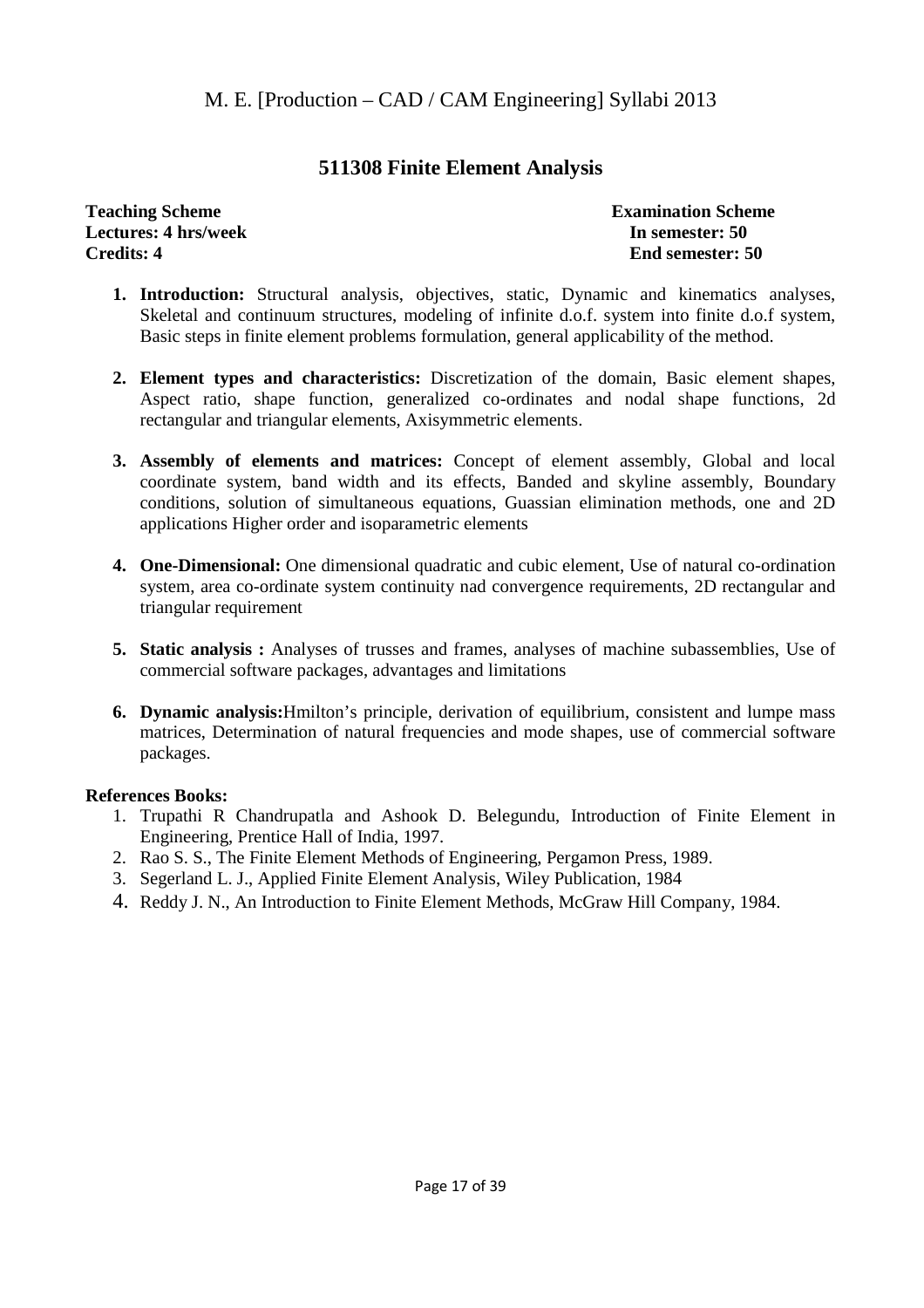M. E. [Production – CAD / CAM Engineering] Syllabi 2013

## 511308 Finite Element Analysis

| Teaching Scheme | Examination Scheme |
|---|---|
| **Lectures: 4 hrs/week** | **In semester: 50** |
| **Credits: 4** | **End semester: 50** |

1. **Introduction:** Structural analysis, objectives, static, Dynamic and kinematics analyses, Skeletal and continuum structures, modeling of infinite d.o.f. system into finite d.o.f system, Basic steps in finite element problems formulation, general applicability of the method.

2. **Element types and characteristics:** Discretization of the domain, Basic element shapes, Aspect ratio, shape function, generalized co-ordinates and nodal shape functions, 2d rectangular and triangular elements, Axisymmetric elements.

3. **Assembly of elements and matrices:** Concept of element assembly, Global and local coordinate system, band width and its effects, Banded and skyline assembly, Boundary conditions, solution of simultaneous equations, Guassian elimination methods, one and 2D applications Higher order and isoparametric elements

4. **One-Dimensional:** One dimensional quadratic and cubic element, Use of natural co-ordination system, area co-ordinate system continuity nad convergence requirements, 2D rectangular and triangular requirement

5. **Static analysis :** Analyses of trusses and frames, analyses of machine subassemblies, Use of commercial software packages, advantages and limitations

6. **Dynamic analysis:**Hmilton's principle, derivation of equilibrium, consistent and lumpe mass matrices, Determination of natural frequencies and mode shapes, use of commercial software packages.

**References Books:**

1. Trupathi R Chandrupatla and Ashook D. Belegundu, Introduction of Finite Element in Engineering, Prentice Hall of India, 1997.
2. Rao S. S., The Finite Element Methods of Engineering, Pergamon Press, 1989.
3. Segerland L. J., Applied Finite Element Analysis, Wiley Publication, 1984
4. Reddy J. N., An Introduction to Finite Element Methods, McGraw Hill Company, 1984.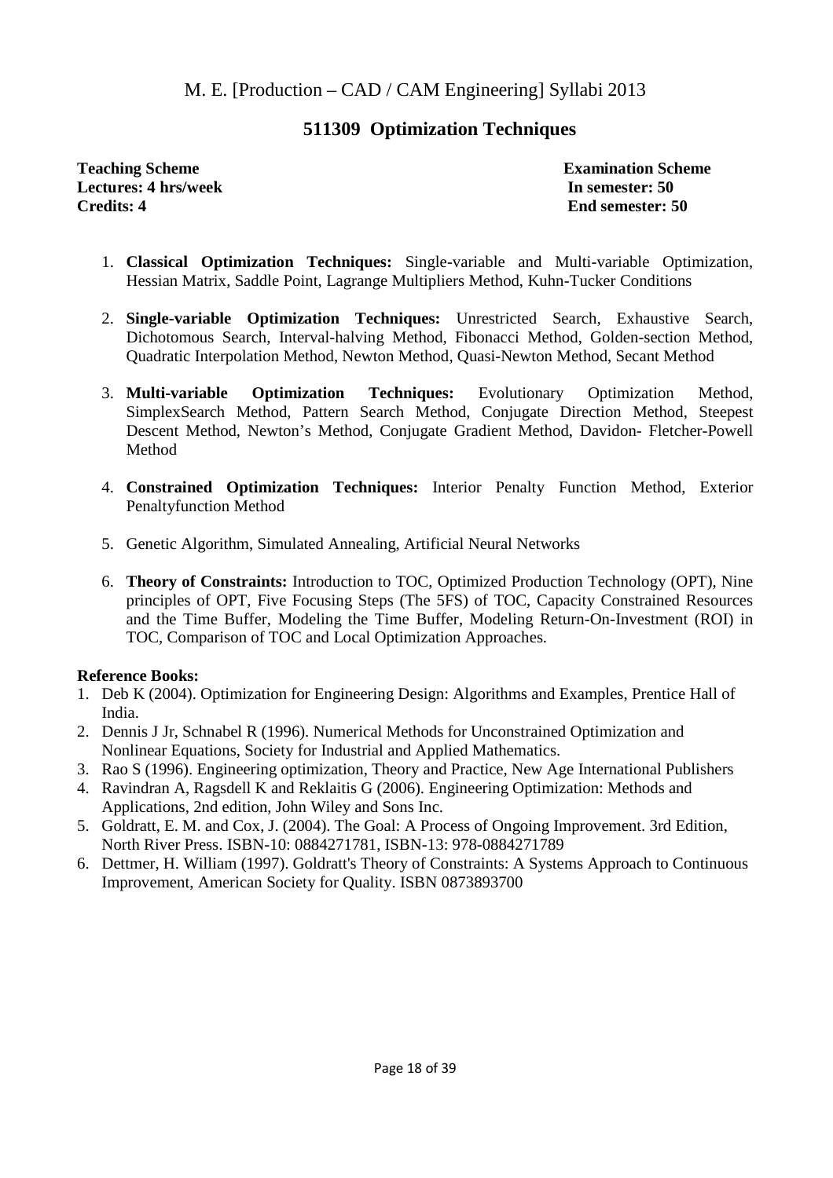M. E. [Production – CAD / CAM Engineering] Syllabi 2013

## 511309 Optimization Techniques

**Teaching Scheme**
**Lectures: 4 hrs/week**
**Credits: 4**

**Examination Scheme**
**In semester: 50**
**End semester: 50**

1. **Classical Optimization Techniques:** Single-variable and Multi-variable Optimization, Hessian Matrix, Saddle Point, Lagrange Multipliers Method, Kuhn-Tucker Conditions

2. **Single-variable Optimization Techniques:** Unrestricted Search, Exhaustive Search, Dichotomous Search, Interval-halving Method, Fibonacci Method, Golden-section Method, Quadratic Interpolation Method, Newton Method, Quasi-Newton Method, Secant Method

3. **Multi-variable Optimization Techniques:** Evolutionary Optimization Method, SimplexSearch Method, Pattern Search Method, Conjugate Direction Method, Steepest Descent Method, Newton's Method, Conjugate Gradient Method, Davidon- Fletcher-Powell Method

4. **Constrained Optimization Techniques:** Interior Penalty Function Method, Exterior Penaltyfunction Method

5. Genetic Algorithm, Simulated Annealing, Artificial Neural Networks

6. **Theory of Constraints:** Introduction to TOC, Optimized Production Technology (OPT), Nine principles of OPT, Five Focusing Steps (The 5FS) of TOC, Capacity Constrained Resources and the Time Buffer, Modeling the Time Buffer, Modeling Return-On-Investment (ROI) in TOC, Comparison of TOC and Local Optimization Approaches.

**Reference Books:**

1. Deb K (2004). Optimization for Engineering Design: Algorithms and Examples, Prentice Hall of India.
2. Dennis J Jr, Schnabel R (1996). Numerical Methods for Unconstrained Optimization and Nonlinear Equations, Society for Industrial and Applied Mathematics.
3. Rao S (1996). Engineering optimization, Theory and Practice, New Age International Publishers
4. Ravindran A, Ragsdell K and Reklaitis G (2006). Engineering Optimization: Methods and Applications, 2nd edition, John Wiley and Sons Inc.
5. Goldratt, E. M. and Cox, J. (2004). The Goal: A Process of Ongoing Improvement. 3rd Edition, North River Press. ISBN-10: 0884271781, ISBN-13: 978-0884271789
6. Dettmer, H. William (1997). Goldratt's Theory of Constraints: A Systems Approach to Continuous Improvement, American Society for Quality. ISBN 0873893700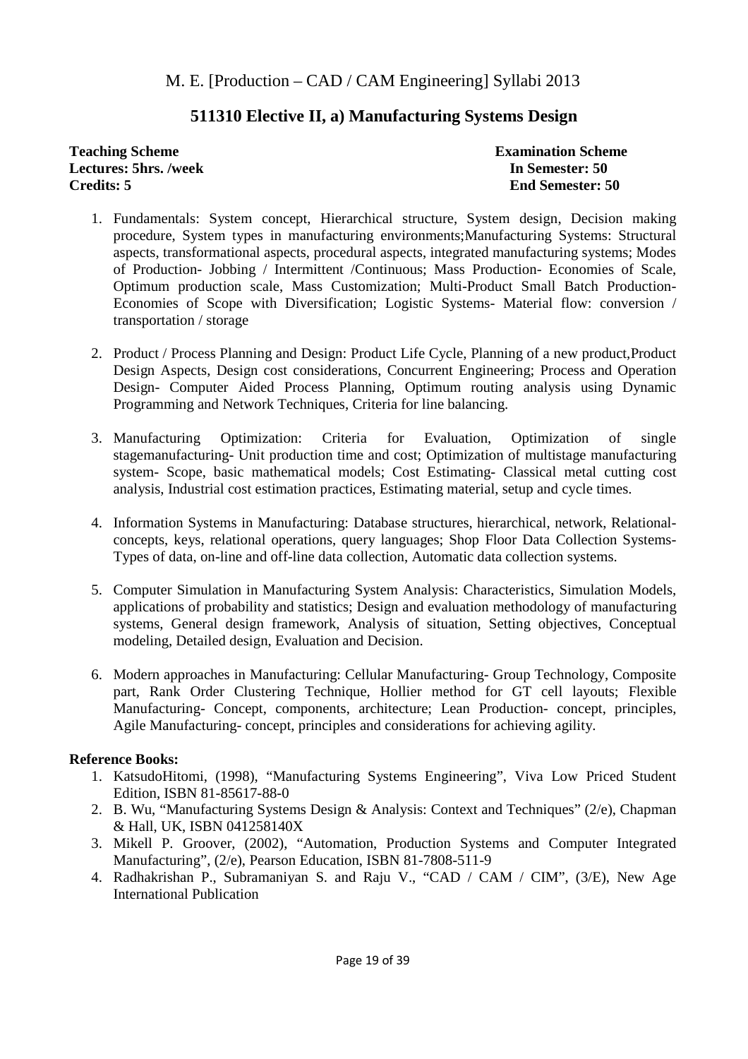M. E. [Production – CAD / CAM Engineering] Syllabi 2013

## 511310 Elective II, a) Manufacturing Systems Design

| **Teaching Scheme** | **Examination Scheme** |
|---|---|
| **Lectures: 5hrs. /week** | **In Semester: 50** |
| **Credits: 5** | **End Semester: 50** |

1. Fundamentals: System concept, Hierarchical structure, System design, Decision making procedure, System types in manufacturing environments;Manufacturing Systems: Structural aspects, transformational aspects, procedural aspects, integrated manufacturing systems; Modes of Production- Jobbing / Intermittent /Continuous; Mass Production- Economies of Scale, Optimum production scale, Mass Customization; Multi-Product Small Batch Production- Economies of Scope with Diversification; Logistic Systems- Material flow: conversion / transportation / storage

2. Product / Process Planning and Design: Product Life Cycle, Planning of a new product,Product Design Aspects, Design cost considerations, Concurrent Engineering; Process and Operation Design- Computer Aided Process Planning, Optimum routing analysis using Dynamic Programming and Network Techniques, Criteria for line balancing.

3. Manufacturing Optimization: Criteria for Evaluation, Optimization of single stagemanufacturing- Unit production time and cost; Optimization of multistage manufacturing system- Scope, basic mathematical models; Cost Estimating- Classical metal cutting cost analysis, Industrial cost estimation practices, Estimating material, setup and cycle times.

4. Information Systems in Manufacturing: Database structures, hierarchical, network, Relational- concepts, keys, relational operations, query languages; Shop Floor Data Collection Systems- Types of data, on-line and off-line data collection, Automatic data collection systems.

5. Computer Simulation in Manufacturing System Analysis: Characteristics, Simulation Models, applications of probability and statistics; Design and evaluation methodology of manufacturing systems, General design framework, Analysis of situation, Setting objectives, Conceptual modeling, Detailed design, Evaluation and Decision.

6. Modern approaches in Manufacturing: Cellular Manufacturing- Group Technology, Composite part, Rank Order Clustering Technique, Hollier method for GT cell layouts; Flexible Manufacturing- Concept, components, architecture; Lean Production- concept, principles, Agile Manufacturing- concept, principles and considerations for achieving agility.

**Reference Books:**

1. KatsudoHitomi, (1998), "Manufacturing Systems Engineering", Viva Low Priced Student Edition, ISBN 81-85617-88-0
2. B. Wu, "Manufacturing Systems Design & Analysis: Context and Techniques" (2/e), Chapman & Hall, UK, ISBN 041258140X
3. Mikell P. Groover, (2002), "Automation, Production Systems and Computer Integrated Manufacturing", (2/e), Pearson Education, ISBN 81-7808-511-9
4. Radhakrishan P., Subramaniyan S. and Raju V., "CAD / CAM / CIM", (3/E), New Age International Publication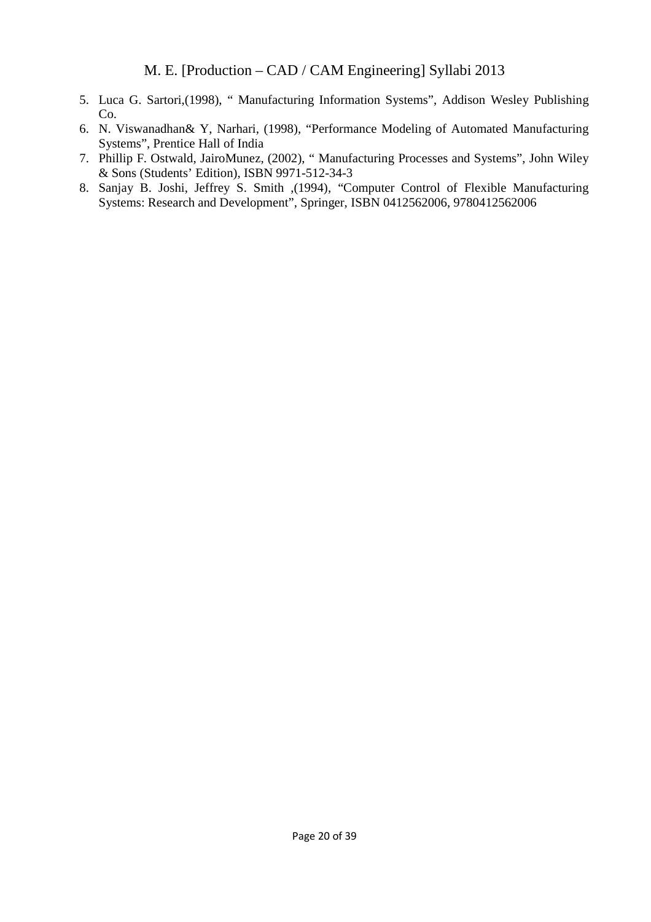5. Luca G. Sartori,(1998), " Manufacturing Information Systems", Addison Wesley Publishing Co.
6. N. Viswanadhan& Y, Narhari, (1998), "Performance Modeling of Automated Manufacturing Systems", Prentice Hall of India
7. Phillip F. Ostwald, JairoMunez, (2002), " Manufacturing Processes and Systems", John Wiley & Sons (Students' Edition), ISBN 9971-512-34-3
8. Sanjay B. Joshi, Jeffrey S. Smith ,(1994), "Computer Control of Flexible Manufacturing Systems: Research and Development", Springer, ISBN 0412562006, 9780412562006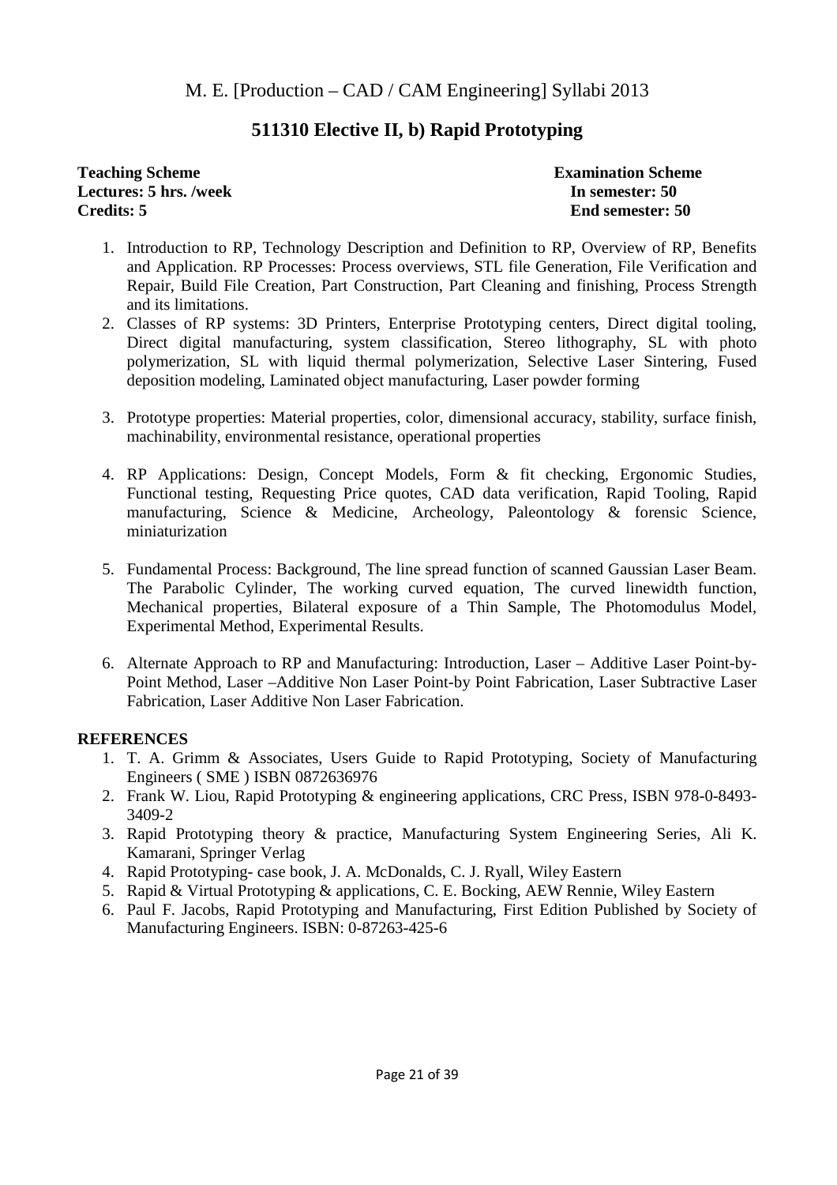# 511310 Elective II, b) Rapid Prototyping

| **Teaching Scheme** | **Examination Scheme** |
|---|---|
| **Lectures: 5 hrs. /week** | **In semester: 50** |
| **Credits: 5** | **End semester: 50** |

1. Introduction to RP, Technology Description and Definition to RP, Overview of RP, Benefits and Application. RP Processes: Process overviews, STL file Generation, File Verification and Repair, Build File Creation, Part Construction, Part Cleaning and finishing, Process Strength and its limitations.
2. Classes of RP systems: 3D Printers, Enterprise Prototyping centers, Direct digital tooling, Direct digital manufacturing, system classification, Stereo lithography, SL with photo polymerization, SL with liquid thermal polymerization, Selective Laser Sintering, Fused deposition modeling, Laminated object manufacturing, Laser powder forming
3. Prototype properties: Material properties, color, dimensional accuracy, stability, surface finish, machinability, environmental resistance, operational properties
4. RP Applications: Design, Concept Models, Form & fit checking, Ergonomic Studies, Functional testing, Requesting Price quotes, CAD data verification, Rapid Tooling, Rapid manufacturing, Science & Medicine, Archeology, Paleontology & forensic Science, miniaturization
5. Fundamental Process: Background, The line spread function of scanned Gaussian Laser Beam. The Parabolic Cylinder, The working curved equation, The curved linewidth function, Mechanical properties, Bilateral exposure of a Thin Sample, The Photomodulus Model, Experimental Method, Experimental Results.
6. Alternate Approach to RP and Manufacturing: Introduction, Laser – Additive Laser Point-by-Point Method, Laser –Additive Non Laser Point-by Point Fabrication, Laser Subtractive Laser Fabrication, Laser Additive Non Laser Fabrication.

**REFERENCES**

1. T. A. Grimm & Associates, Users Guide to Rapid Prototyping, Society of Manufacturing Engineers ( SME ) ISBN 0872636976
2. Frank W. Liou, Rapid Prototyping & engineering applications, CRC Press, ISBN 978-0-8493-3409-2
3. Rapid Prototyping theory & practice, Manufacturing System Engineering Series, Ali K. Kamarani, Springer Verlag
4. Rapid Prototyping- case book, J. A. McDonalds, C. J. Ryall, Wiley Eastern
5. Rapid & Virtual Prototyping & applications, C. E. Bocking, AEW Rennie, Wiley Eastern
6. Paul F. Jacobs, Rapid Prototyping and Manufacturing, First Edition Published by Society of Manufacturing Engineers. ISBN: 0-87263-425-6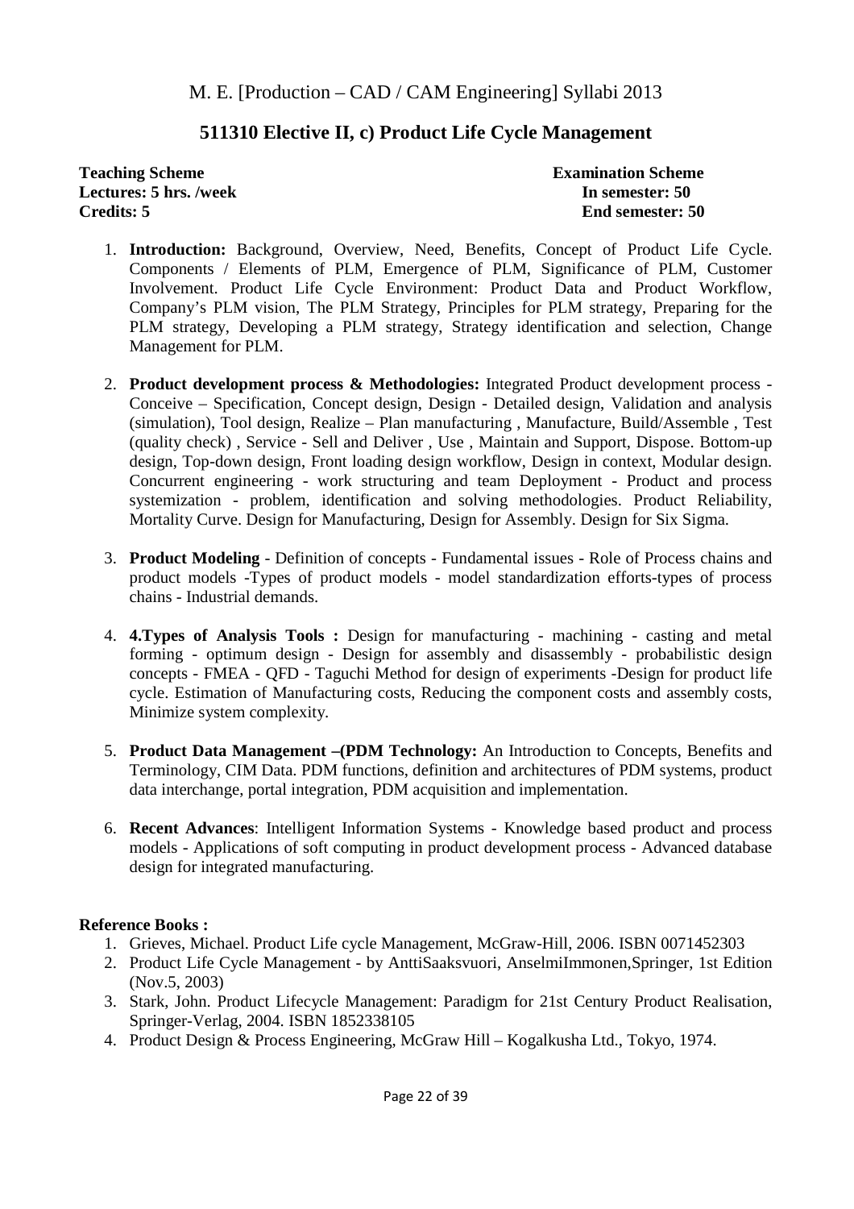M. E. [Production – CAD / CAM Engineering] Syllabi 2013

## 511310 Elective II, c) Product Life Cycle Management

| **Teaching Scheme** | **Examination Scheme** |
|---|---|
| **Lectures: 5 hrs. /week** | **In semester: 50** |
| **Credits: 5** | **End semester: 50** |

1. **Introduction:** Background, Overview, Need, Benefits, Concept of Product Life Cycle. Components / Elements of PLM, Emergence of PLM, Significance of PLM, Customer Involvement. Product Life Cycle Environment: Product Data and Product Workflow, Company's PLM vision, The PLM Strategy, Principles for PLM strategy, Preparing for the PLM strategy, Developing a PLM strategy, Strategy identification and selection, Change Management for PLM.

2. **Product development process & Methodologies:** Integrated Product development process - Conceive – Specification, Concept design, Design - Detailed design, Validation and analysis (simulation), Tool design, Realize – Plan manufacturing , Manufacture, Build/Assemble , Test (quality check) , Service - Sell and Deliver , Use , Maintain and Support, Dispose. Bottom-up design, Top-down design, Front loading design workflow, Design in context, Modular design. Concurrent engineering - work structuring and team Deployment - Product and process systemization - problem, identification and solving methodologies. Product Reliability, Mortality Curve. Design for Manufacturing, Design for Assembly. Design for Six Sigma.

3. **Product Modeling** - Definition of concepts - Fundamental issues - Role of Process chains and product models -Types of product models - model standardization efforts-types of process chains - Industrial demands.

4. **4.Types of Analysis Tools :** Design for manufacturing - machining - casting and metal forming - optimum design - Design for assembly and disassembly - probabilistic design concepts - FMEA - QFD - Taguchi Method for design of experiments -Design for product life cycle. Estimation of Manufacturing costs, Reducing the component costs and assembly costs, Minimize system complexity.

5. **Product Data Management –(PDM Technology:** An Introduction to Concepts, Benefits and Terminology, CIM Data. PDM functions, definition and architectures of PDM systems, product data interchange, portal integration, PDM acquisition and implementation.

6. **Recent Advances**: Intelligent Information Systems - Knowledge based product and process models - Applications of soft computing in product development process - Advanced database design for integrated manufacturing.

**Reference Books :**

1. Grieves, Michael. Product Life cycle Management, McGraw-Hill, 2006. ISBN 0071452303
2. Product Life Cycle Management - by AnttiSaaksvuori, AnselmiImmonen,Springer, 1st Edition (Nov.5, 2003)
3. Stark, John. Product Lifecycle Management: Paradigm for 21st Century Product Realisation, Springer-Verlag, 2004. ISBN 1852338105
4. Product Design & Process Engineering, McGraw Hill – Kogalkusha Ltd., Tokyo, 1974.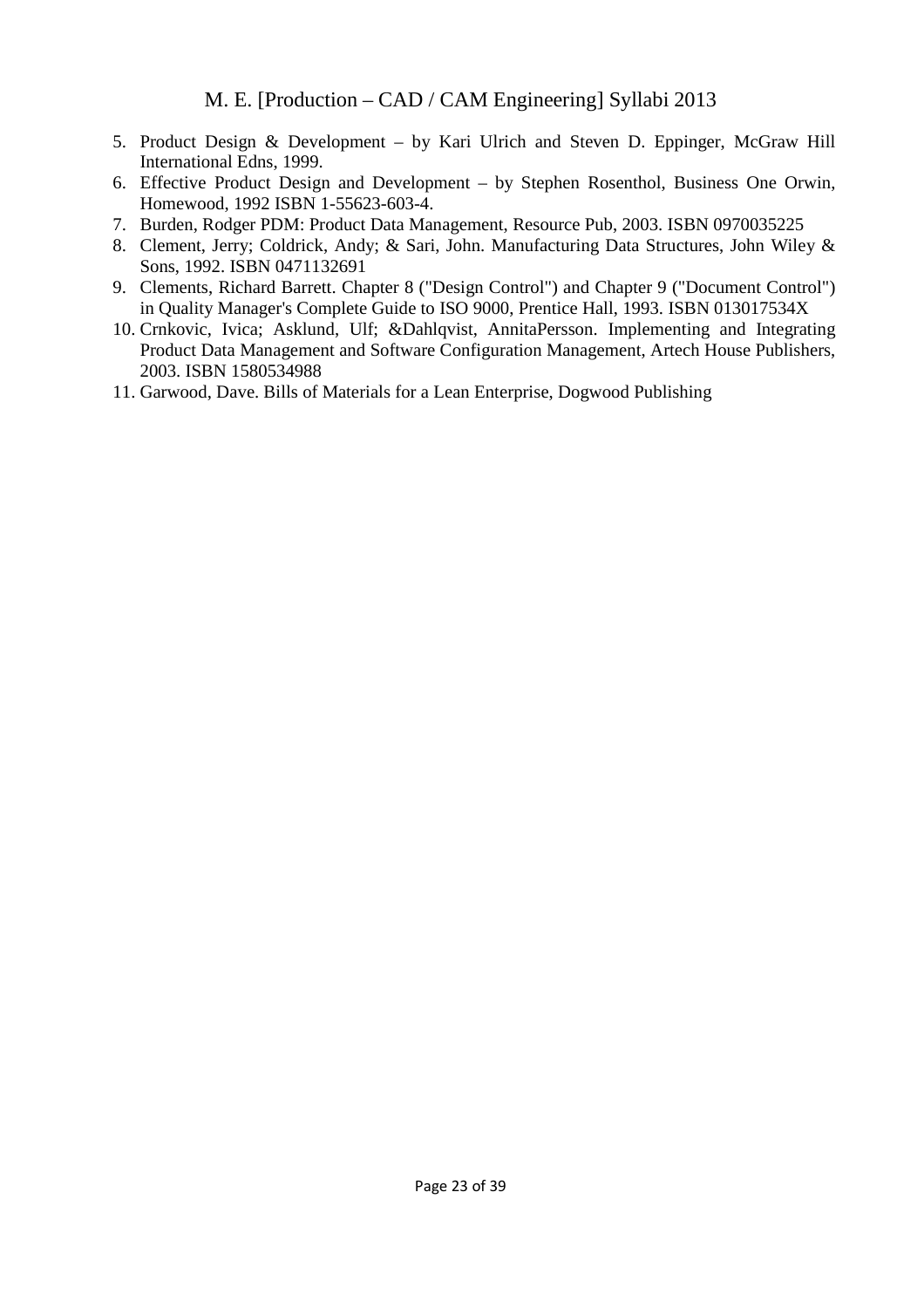5. Product Design & Development – by Kari Ulrich and Steven D. Eppinger, McGraw Hill International Edns, 1999.
6. Effective Product Design and Development – by Stephen Rosenthol, Business One Orwin, Homewood, 1992 ISBN 1-55623-603-4.
7. Burden, Rodger PDM: Product Data Management, Resource Pub, 2003. ISBN 0970035225
8. Clement, Jerry; Coldrick, Andy; & Sari, John. Manufacturing Data Structures, John Wiley & Sons, 1992. ISBN 0471132691
9. Clements, Richard Barrett. Chapter 8 ("Design Control") and Chapter 9 ("Document Control") in Quality Manager's Complete Guide to ISO 9000, Prentice Hall, 1993. ISBN 013017534X
10. Crnkovic, Ivica; Asklund, Ulf; &Dahlqvist, AnnitaPersson. Implementing and Integrating Product Data Management and Software Configuration Management, Artech House Publishers, 2003. ISBN 1580534988
11. Garwood, Dave. Bills of Materials for a Lean Enterprise, Dogwood Publishing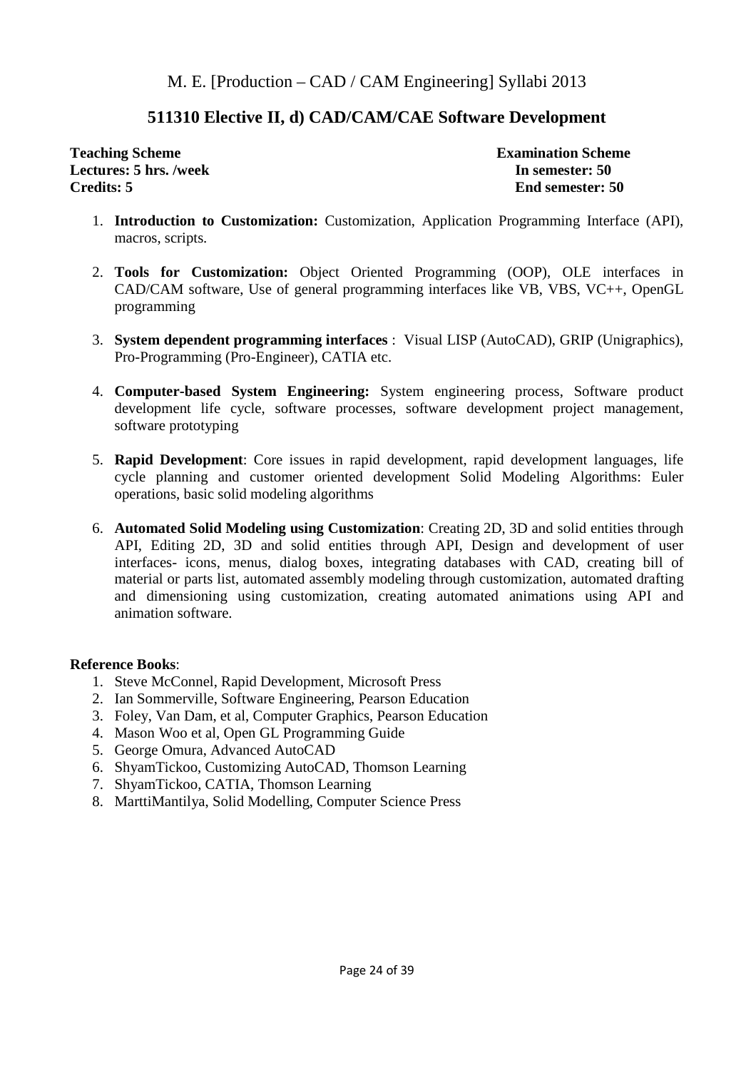# 511310 Elective II, d) CAD/CAM/CAE Software Development

| **Teaching Scheme** | **Examination Scheme** |
| --- | --- |
| **Lectures: 5 hrs. /week** | **In semester: 50** |
| **Credits: 5** | **End semester: 50** |

1. **Introduction to Customization:** Customization, Application Programming Interface (API), macros, scripts.

2. **Tools for Customization:** Object Oriented Programming (OOP), OLE interfaces in CAD/CAM software, Use of general programming interfaces like VB, VBS, VC++, OpenGL programming

3. **System dependent programming interfaces** : Visual LISP (AutoCAD), GRIP (Unigraphics), Pro-Programming (Pro-Engineer), CATIA etc.

4. **Computer-based System Engineering:** System engineering process, Software product development life cycle, software processes, software development project management, software prototyping

5. **Rapid Development**: Core issues in rapid development, rapid development languages, life cycle planning and customer oriented development Solid Modeling Algorithms: Euler operations, basic solid modeling algorithms

6. **Automated Solid Modeling using Customization**: Creating 2D, 3D and solid entities through API, Editing 2D, 3D and solid entities through API, Design and development of user interfaces- icons, menus, dialog boxes, integrating databases with CAD, creating bill of material or parts list, automated assembly modeling through customization, automated drafting and dimensioning using customization, creating automated animations using API and animation software.

**Reference Books**:

1. Steve McConnel, Rapid Development, Microsoft Press
2. Ian Sommerville, Software Engineering, Pearson Education
3. Foley, Van Dam, et al, Computer Graphics, Pearson Education
4. Mason Woo et al, Open GL Programming Guide
5. George Omura, Advanced AutoCAD
6. ShyamTickoo, Customizing AutoCAD, Thomson Learning
7. ShyamTickoo, CATIA, Thomson Learning
8. MarttiMantilya, Solid Modelling, Computer Science Press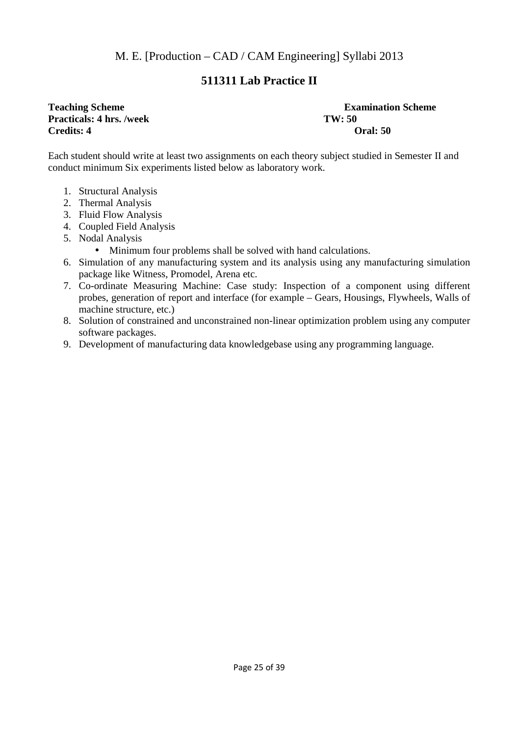# 511311 Lab Practice II

**Teaching Scheme**
**Practicals: 4 hrs. /week**
**Credits: 4**

**Examination Scheme**
**TW: 50**
**Oral: 50**

Each student should write at least two assignments on each theory subject studied in Semester II and conduct minimum Six experiments listed below as laboratory work.

1. Structural Analysis
2. Thermal Analysis
3. Fluid Flow Analysis
4. Coupled Field Analysis
5. Nodal Analysis
   - Minimum four problems shall be solved with hand calculations.
6. Simulation of any manufacturing system and its analysis using any manufacturing simulation package like Witness, Promodel, Arena etc.
7. Co-ordinate Measuring Machine: Case study: Inspection of a component using different probes, generation of report and interface (for example – Gears, Housings, Flywheels, Walls of machine structure, etc.)
8. Solution of constrained and unconstrained non-linear optimization problem using any computer software packages.
9. Development of manufacturing data knowledgebase using any programming language.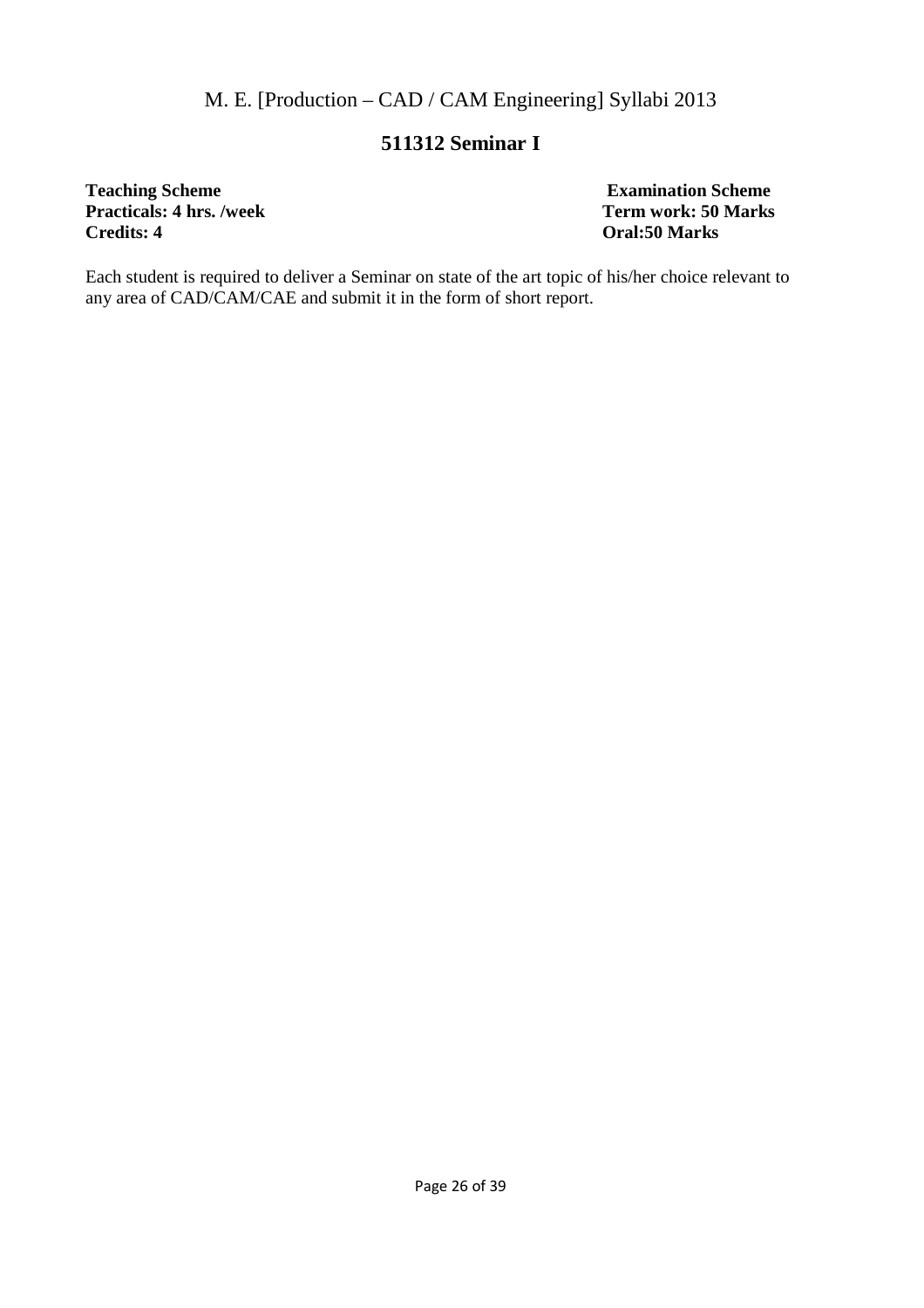## 511312 Seminar I

| **Teaching Scheme** | **Examination Scheme** |
|---|---|
| **Practicals: 4 hrs. /week** | **Term work: 50 Marks** |
| **Credits: 4** | **Oral:50 Marks** |

Each student is required to deliver a Seminar on state of the art topic of his/her choice relevant to any area of CAD/CAM/CAE and submit it in the form of short report.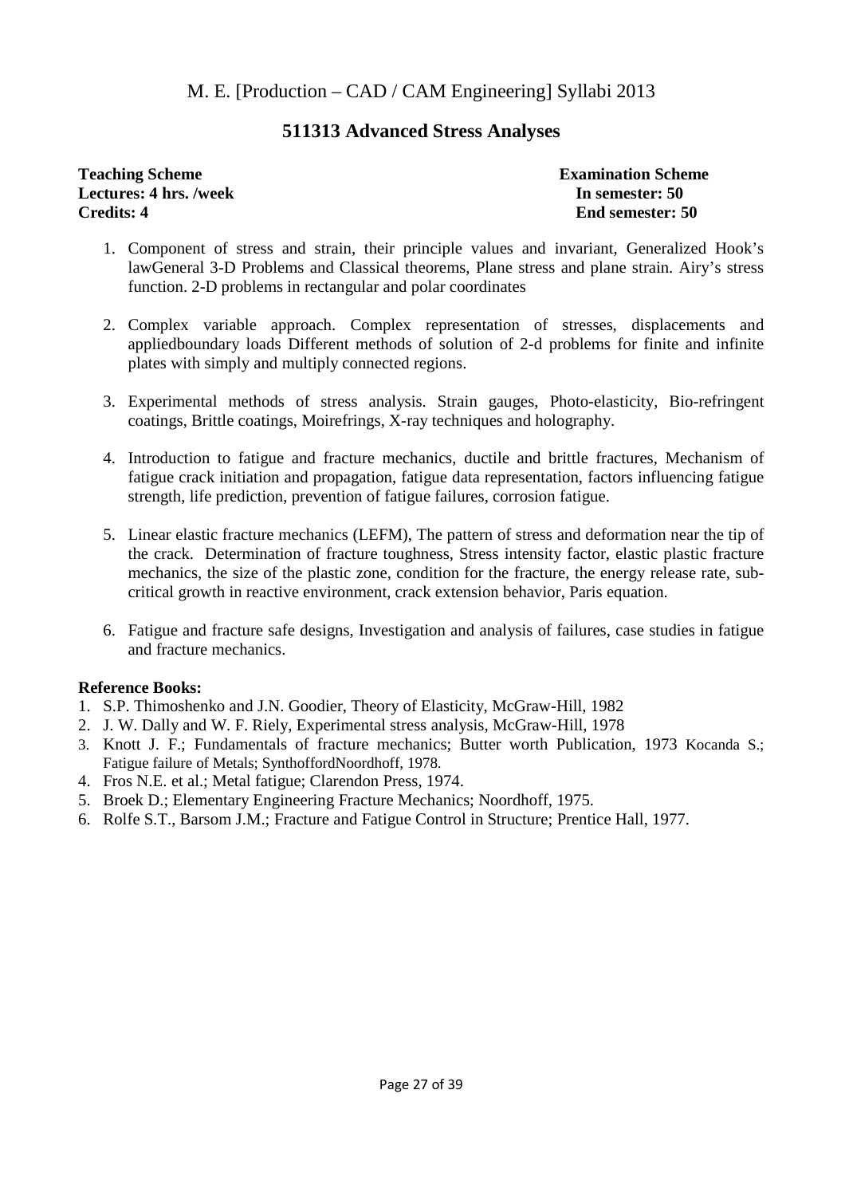M. E. [Production – CAD / CAM Engineering] Syllabi 2013

## 511313 Advanced Stress Analyses

**Teaching Scheme**
**Lectures: 4 hrs. /week**
**Credits: 4**

**Examination Scheme**
**In semester: 50**
**End semester: 50**

1. Component of stress and strain, their principle values and invariant, Generalized Hook's lawGeneral 3-D Problems and Classical theorems, Plane stress and plane strain. Airy's stress function. 2-D problems in rectangular and polar coordinates

2. Complex variable approach. Complex representation of stresses, displacements and appliedboundary loads Different methods of solution of 2-d problems for finite and infinite plates with simply and multiply connected regions.

3. Experimental methods of stress analysis. Strain gauges, Photo-elasticity, Bio-refringent coatings, Brittle coatings, Moirefrings, X-ray techniques and holography.

4. Introduction to fatigue and fracture mechanics, ductile and brittle fractures, Mechanism of fatigue crack initiation and propagation, fatigue data representation, factors influencing fatigue strength, life prediction, prevention of fatigue failures, corrosion fatigue.

5. Linear elastic fracture mechanics (LEFM), The pattern of stress and deformation near the tip of the crack. Determination of fracture toughness, Stress intensity factor, elastic plastic fracture mechanics, the size of the plastic zone, condition for the fracture, the energy release rate, sub-critical growth in reactive environment, crack extension behavior, Paris equation.

6. Fatigue and fracture safe designs, Investigation and analysis of failures, case studies in fatigue and fracture mechanics.

**Reference Books:**

1. S.P. Thimoshenko and J.N. Goodier, Theory of Elasticity, McGraw-Hill, 1982
2. J. W. Dally and W. F. Riely, Experimental stress analysis, McGraw-Hill, 1978
3. Knott J. F.; Fundamentals of fracture mechanics; Butter worth Publication, 1973 Kocanda S.; Fatigue failure of Metals; SynthoffordNoordhoff, 1978.
4. Fros N.E. et al.; Metal fatigue; Clarendon Press, 1974.
5. Broek D.; Elementary Engineering Fracture Mechanics; Noordhoff, 1975.
6. Rolfe S.T., Barsom J.M.; Fracture and Fatigue Control in Structure; Prentice Hall, 1977.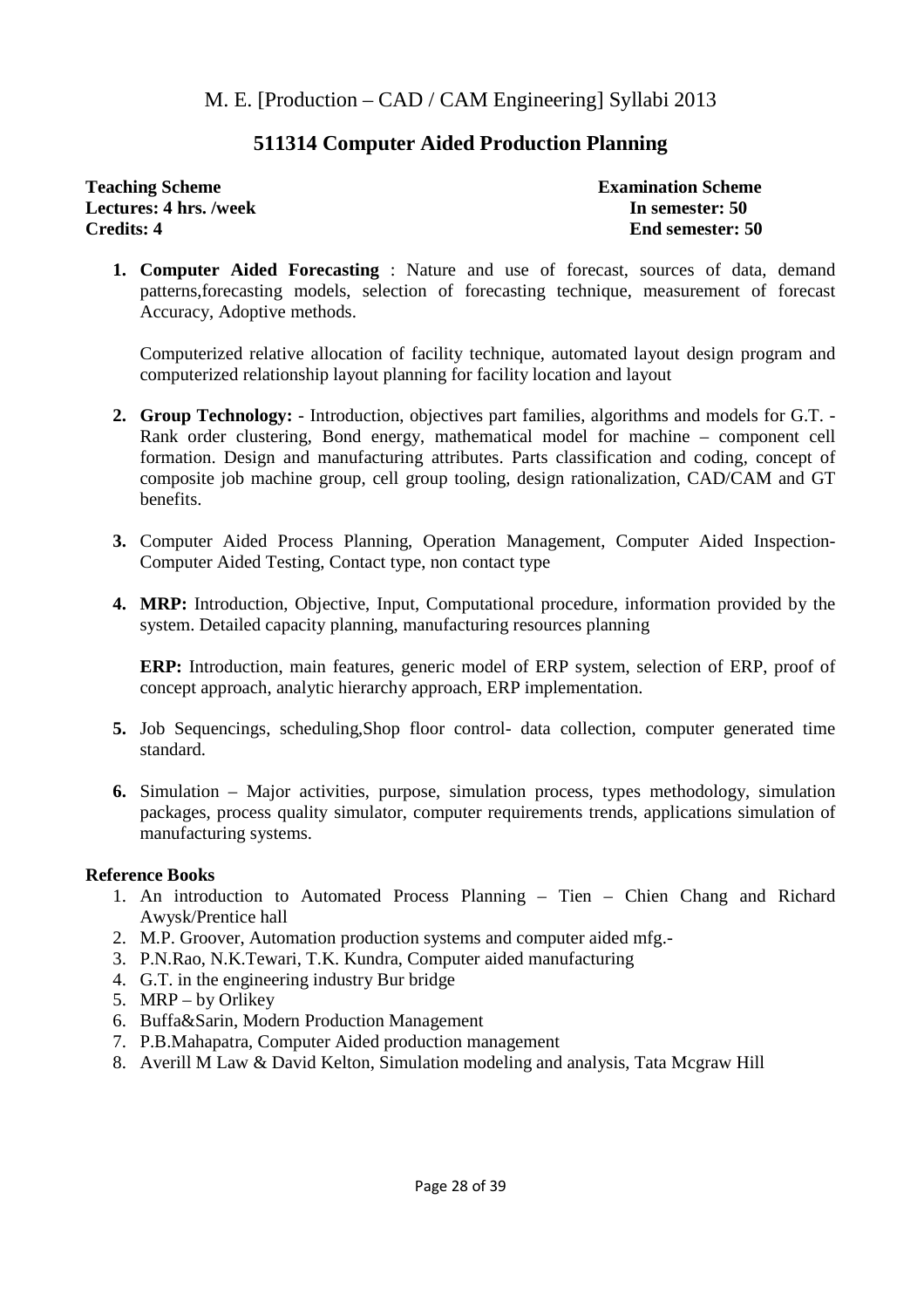M. E. [Production – CAD / CAM Engineering] Syllabi 2013

## 511314 Computer Aided Production Planning

| **Teaching Scheme** | **Examination Scheme** |
|---|---|
| **Lectures: 4 hrs. /week** | **In semester: 50** |
| **Credits: 4** | **End semester: 50** |

1. **Computer Aided Forecasting** : Nature and use of forecast, sources of data, demand patterns,forecasting models, selection of forecasting technique, measurement of forecast Accuracy, Adoptive methods.

   Computerized relative allocation of facility technique, automated layout design program and computerized relationship layout planning for facility location and layout

2. **Group Technology:** - Introduction, objectives part families, algorithms and models for G.T. - Rank order clustering, Bond energy, mathematical model for machine – component cell formation. Design and manufacturing attributes. Parts classification and coding, concept of composite job machine group, cell group tooling, design rationalization, CAD/CAM and GT benefits.

3. Computer Aided Process Planning, Operation Management, Computer Aided Inspection-Computer Aided Testing, Contact type, non contact type

4. **MRP:** Introduction, Objective, Input, Computational procedure, information provided by the system. Detailed capacity planning, manufacturing resources planning

   **ERP:** Introduction, main features, generic model of ERP system, selection of ERP, proof of concept approach, analytic hierarchy approach, ERP implementation.

5. Job Sequencings, scheduling,Shop floor control- data collection, computer generated time standard.

6. Simulation – Major activities, purpose, simulation process, types methodology, simulation packages, process quality simulator, computer requirements trends, applications simulation of manufacturing systems.

**Reference Books**

1. An introduction to Automated Process Planning – Tien – Chien Chang and Richard Awysk/Prentice hall
2. M.P. Groover, Automation production systems and computer aided mfg.-
3. P.N.Rao, N.K.Tewari, T.K. Kundra, Computer aided manufacturing
4. G.T. in the engineering industry Bur bridge
5. MRP – by Orlikey
6. Buffa&Sarin, Modern Production Management
7. P.B.Mahapatra, Computer Aided production management
8. Averill M Law & David Kelton, Simulation modeling and analysis, Tata Mcgraw Hill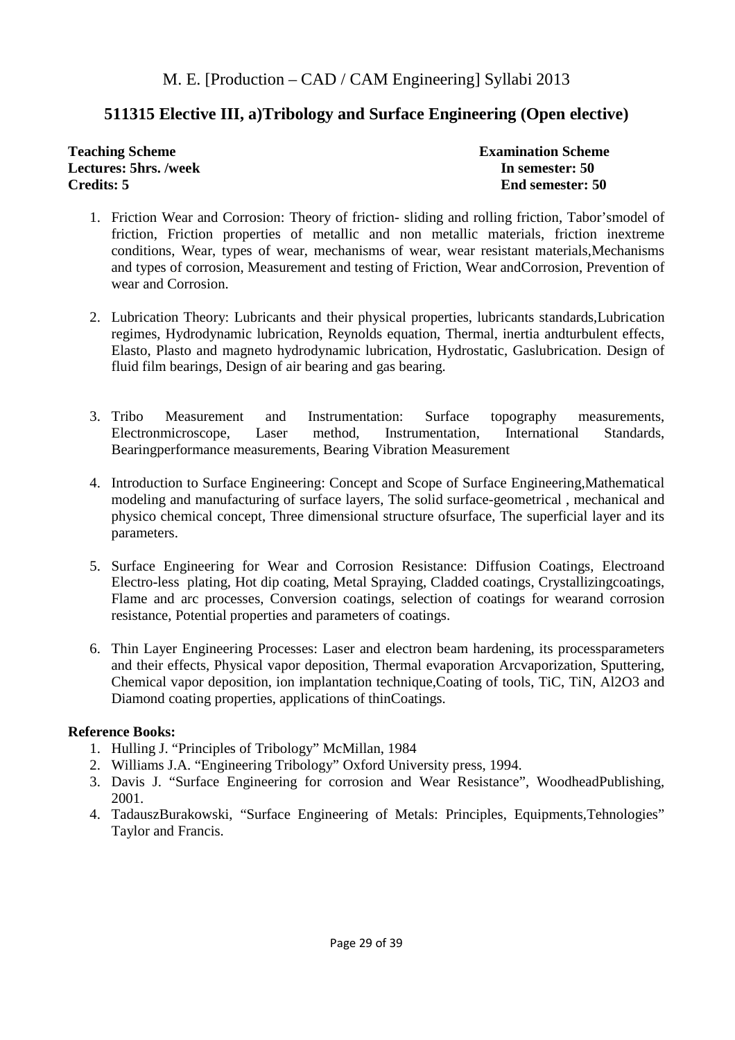M. E. [Production – CAD / CAM Engineering] Syllabi 2013

## 511315 Elective III, a)Tribology and Surface Engineering (Open elective)

**Teaching Scheme**
**Lectures: 5hrs. /week**
**Credits: 5**

**Examination Scheme**
**In semester: 50**
**End semester: 50**

1. Friction Wear and Corrosion: Theory of friction- sliding and rolling friction, Tabor'smodel of friction, Friction properties of metallic and non metallic materials, friction inextreme conditions, Wear, types of wear, mechanisms of wear, wear resistant materials,Mechanisms and types of corrosion, Measurement and testing of Friction, Wear andCorrosion, Prevention of wear and Corrosion.

2. Lubrication Theory: Lubricants and their physical properties, lubricants standards,Lubrication regimes, Hydrodynamic lubrication, Reynolds equation, Thermal, inertia andturbulent effects, Elasto, Plasto and magneto hydrodynamic lubrication, Hydrostatic, Gaslubrication. Design of fluid film bearings, Design of air bearing and gas bearing.

3. Tribo Measurement and Instrumentation: Surface topography measurements, Electronmicroscope, Laser method, Instrumentation, International Standards, Bearingperformance measurements, Bearing Vibration Measurement

4. Introduction to Surface Engineering: Concept and Scope of Surface Engineering,Mathematical modeling and manufacturing of surface layers, The solid surface-geometrical , mechanical and physico chemical concept, Three dimensional structure ofsurface, The superficial layer and its parameters.

5. Surface Engineering for Wear and Corrosion Resistance: Diffusion Coatings, Electroand Electro-less plating, Hot dip coating, Metal Spraying, Cladded coatings, Crystallizingcoatings, Flame and arc processes, Conversion coatings, selection of coatings for wearand corrosion resistance, Potential properties and parameters of coatings.

6. Thin Layer Engineering Processes: Laser and electron beam hardening, its processparameters and their effects, Physical vapor deposition, Thermal evaporation Arcvaporization, Sputtering, Chemical vapor deposition, ion implantation technique,Coating of tools, TiC, TiN, $Al_2O_3$ and Diamond coating properties, applications of thinCoatings.

**Reference Books:**

1. Hulling J. "Principles of Tribology" McMillan, 1984
2. Williams J.A. "Engineering Tribology" Oxford University press, 1994.
3. Davis J. "Surface Engineering for corrosion and Wear Resistance", WoodheadPublishing, 2001.
4. TadauszBurakowski, "Surface Engineering of Metals: Principles, Equipments,Tehnologies" Taylor and Francis.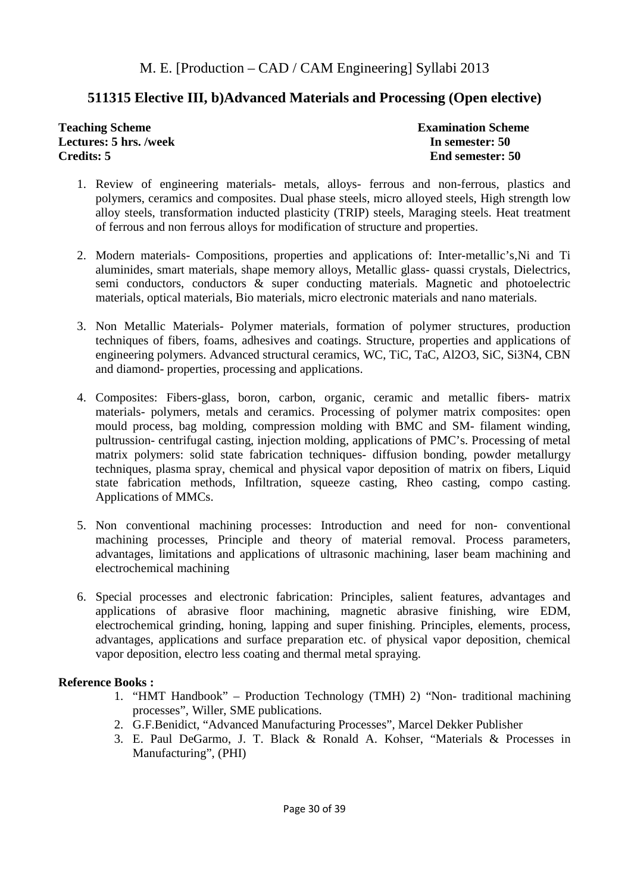## 511315 Elective III, b)Advanced Materials and Processing (Open elective)

**Teaching Scheme**
**Lectures: 5 hrs. /week**
**Credits: 5**

**Examination Scheme**
**In semester: 50**
**End semester: 50**

1. Review of engineering materials- metals, alloys- ferrous and non-ferrous, plastics and polymers, ceramics and composites. Dual phase steels, micro alloyed steels, High strength low alloy steels, transformation inducted plasticity (TRIP) steels, Maraging steels. Heat treatment of ferrous and non ferrous alloys for modification of structure and properties.

2. Modern materials- Compositions, properties and applications of: Inter-metallic's,Ni and Ti aluminides, smart materials, shape memory alloys, Metallic glass- quassi crystals, Dielectrics, semi conductors, conductors & super conducting materials. Magnetic and photoelectric materials, optical materials, Bio materials, micro electronic materials and nano materials.

3. Non Metallic Materials- Polymer materials, formation of polymer structures, production techniques of fibers, foams, adhesives and coatings. Structure, properties and applications of engineering polymers. Advanced structural ceramics, WC, TiC, TaC, $Al_2O_3$, SiC, $Si_3N_4$, CBN and diamond- properties, processing and applications.

4. Composites: Fibers-glass, boron, carbon, organic, ceramic and metallic fibers- matrix materials- polymers, metals and ceramics. Processing of polymer matrix composites: open mould process, bag molding, compression molding with BMC and SM- filament winding, pultrussion- centrifugal casting, injection molding, applications of PMC's. Processing of metal matrix polymers: solid state fabrication techniques- diffusion bonding, powder metallurgy techniques, plasma spray, chemical and physical vapor deposition of matrix on fibers, Liquid state fabrication methods, Infiltration, squeeze casting, Rheo casting, compo casting. Applications of MMCs.

5. Non conventional machining processes: Introduction and need for non- conventional machining processes, Principle and theory of material removal. Process parameters, advantages, limitations and applications of ultrasonic machining, laser beam machining and electrochemical machining

6. Special processes and electronic fabrication: Principles, salient features, advantages and applications of abrasive floor machining, magnetic abrasive finishing, wire EDM, electrochemical grinding, honing, lapping and super finishing. Principles, elements, process, advantages, applications and surface preparation etc. of physical vapor deposition, chemical vapor deposition, electro less coating and thermal metal spraying.

**Reference Books :**

1. "HMT Handbook" – Production Technology (TMH) 2) "Non- traditional machining processes", Willer, SME publications.
2. G.F.Benidict, "Advanced Manufacturing Processes", Marcel Dekker Publisher
3. E. Paul DeGarmo, J. T. Black & Ronald A. Kohser, "Materials & Processes in Manufacturing", (PHI)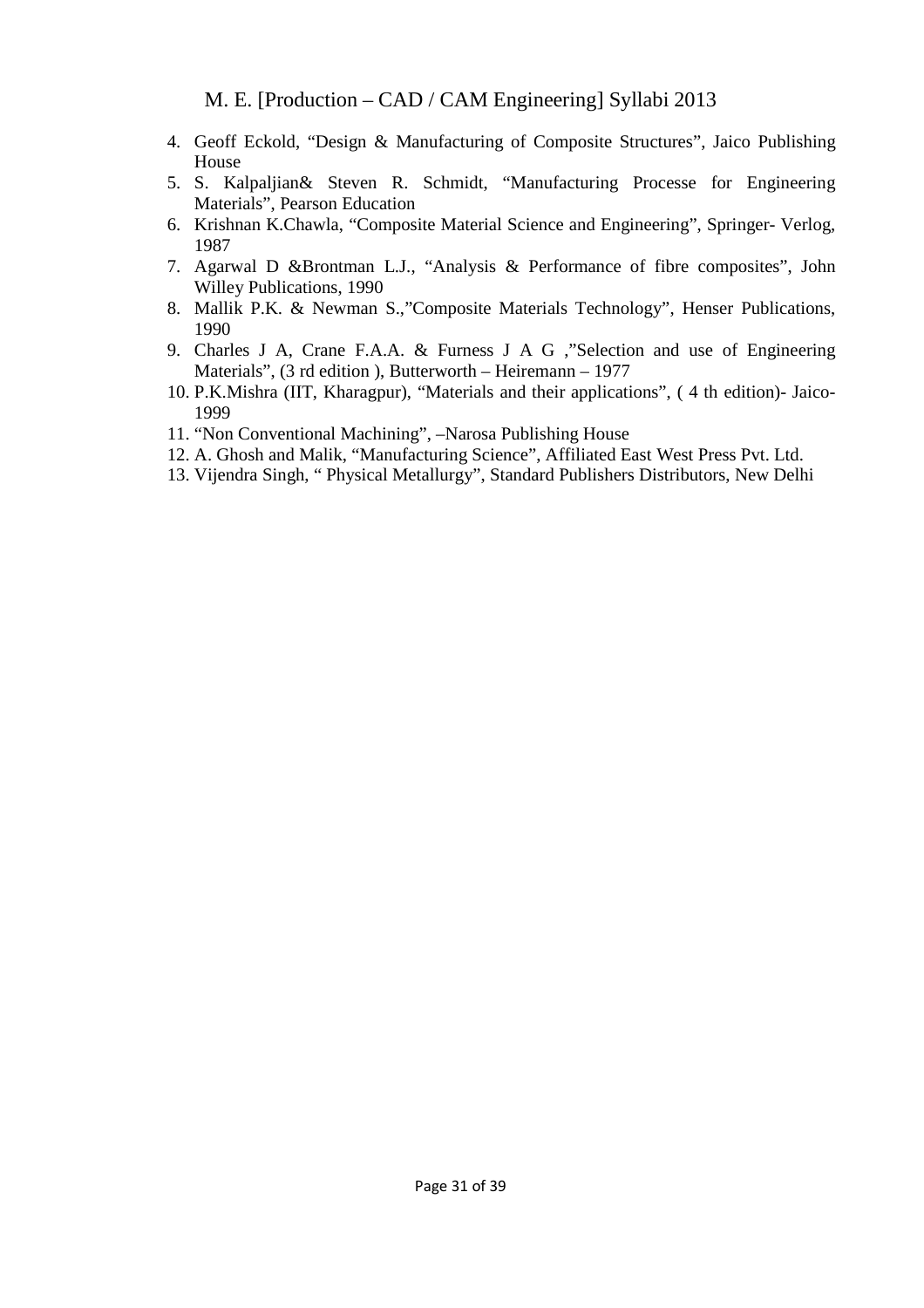4. Geoff Eckold, "Design & Manufacturing of Composite Structures", Jaico Publishing House
5. S. Kalpaljian& Steven R. Schmidt, "Manufacturing Processe for Engineering Materials", Pearson Education
6. Krishnan K.Chawla, "Composite Material Science and Engineering", Springer- Verlog, 1987
7. Agarwal D &Brontman L.J., "Analysis & Performance of fibre composites", John Willey Publications, 1990
8. Mallik P.K. & Newman S.,"Composite Materials Technology", Henser Publications, 1990
9. Charles J A, Crane F.A.A. & Furness J A G ,"Selection and use of Engineering Materials", (3 rd edition ), Butterworth – Heiremann – 1977
10. P.K.Mishra (IIT, Kharagpur), "Materials and their applications", ( 4 th edition)- Jaico- 1999
11. "Non Conventional Machining", –Narosa Publishing House
12. A. Ghosh and Malik, "Manufacturing Science", Affiliated East West Press Pvt. Ltd.
13. Vijendra Singh, " Physical Metallurgy", Standard Publishers Distributors, New Delhi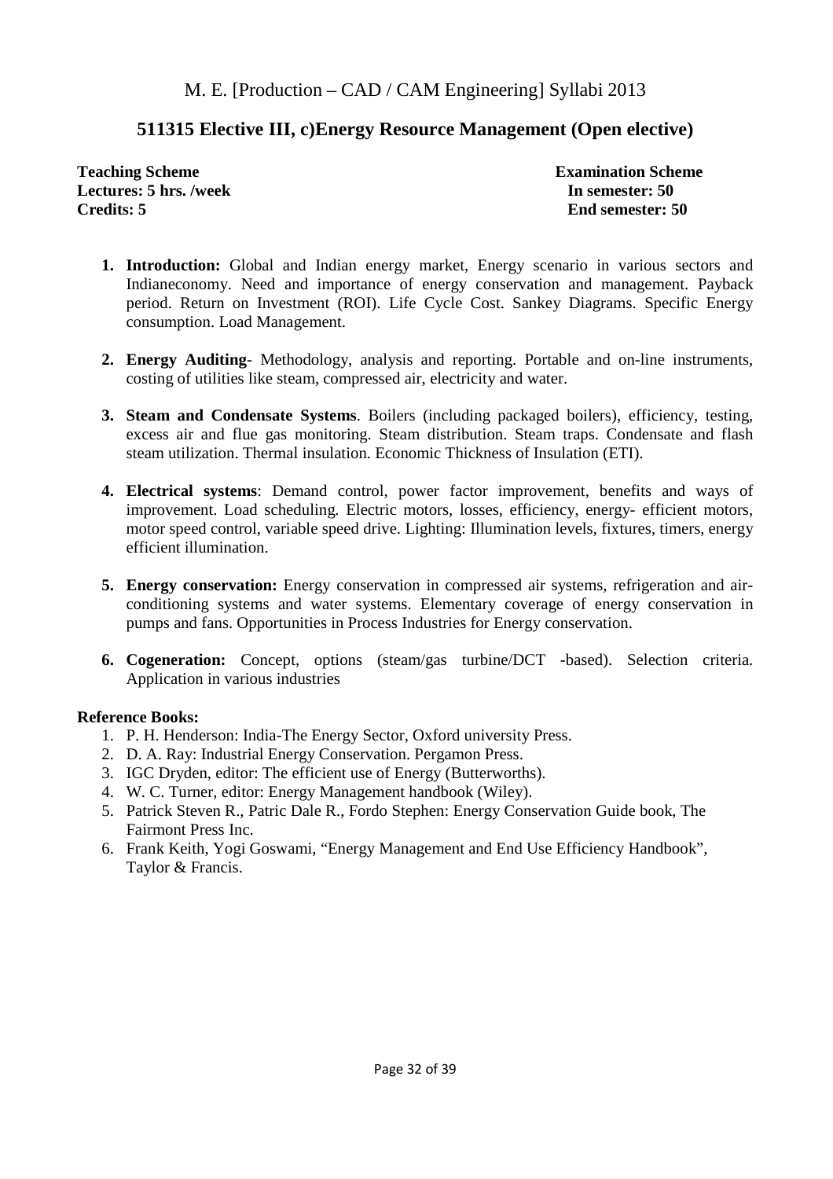M. E. [Production – CAD / CAM Engineering] Syllabi 2013

## 511315 Elective III, c)Energy Resource Management (Open elective)

| **Teaching Scheme** | **Examination Scheme** |
|---|---|
| **Lectures: 5 hrs. /week** | **In semester: 50** |
| **Credits: 5** | **End semester: 50** |

1. **Introduction:** Global and Indian energy market, Energy scenario in various sectors and Indianeconomy. Need and importance of energy conservation and management. Payback period. Return on Investment (ROI). Life Cycle Cost. Sankey Diagrams. Specific Energy consumption. Load Management.

2. **Energy Auditing**- Methodology, analysis and reporting. Portable and on-line instruments, costing of utilities like steam, compressed air, electricity and water.

3. **Steam and Condensate Systems**. Boilers (including packaged boilers), efficiency, testing, excess air and flue gas monitoring. Steam distribution. Steam traps. Condensate and flash steam utilization. Thermal insulation. Economic Thickness of Insulation (ETI).

4. **Electrical systems**: Demand control, power factor improvement, benefits and ways of improvement. Load scheduling. Electric motors, losses, efficiency, energy- efficient motors, motor speed control, variable speed drive. Lighting: Illumination levels, fixtures, timers, energy efficient illumination.

5. **Energy conservation:** Energy conservation in compressed air systems, refrigeration and air-conditioning systems and water systems. Elementary coverage of energy conservation in pumps and fans. Opportunities in Process Industries for Energy conservation.

6. **Cogeneration:** Concept, options (steam/gas turbine/DCT -based). Selection criteria. Application in various industries

**Reference Books:**

1. P. H. Henderson: India-The Energy Sector, Oxford university Press.
2. D. A. Ray: Industrial Energy Conservation. Pergamon Press.
3. IGC Dryden, editor: The efficient use of Energy (Butterworths).
4. W. C. Turner, editor: Energy Management handbook (Wiley).
5. Patrick Steven R., Patric Dale R., Fordo Stephen: Energy Conservation Guide book, The Fairmont Press Inc.
6. Frank Keith, Yogi Goswami, "Energy Management and End Use Efficiency Handbook", Taylor & Francis.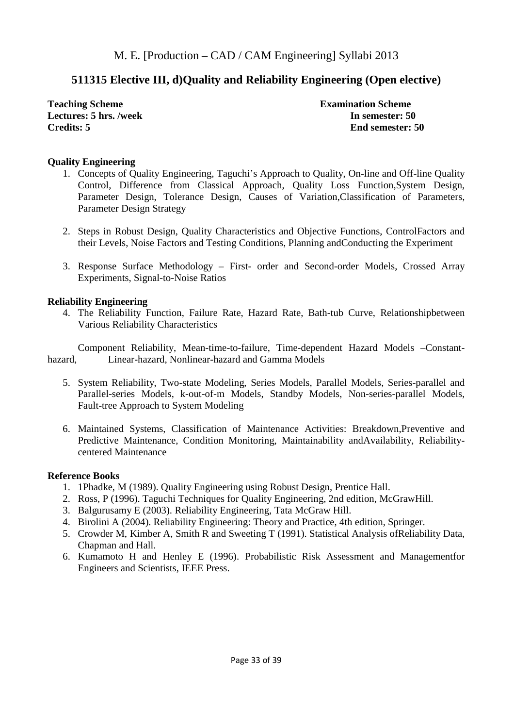M. E. [Production – CAD / CAM Engineering] Syllabi 2013

## 511315 Elective III, d)Quality and Reliability Engineering (Open elective)

| **Teaching Scheme** | **Examination Scheme** |
|---|---|
| **Lectures: 5 hrs. /week** | **In semester: 50** |
| **Credits: 5** | **End semester: 50** |

**Quality Engineering**

1. Concepts of Quality Engineering, Taguchi's Approach to Quality, On-line and Off-line Quality Control, Difference from Classical Approach, Quality Loss Function,System Design, Parameter Design, Tolerance Design, Causes of Variation,Classification of Parameters, Parameter Design Strategy

2. Steps in Robust Design, Quality Characteristics and Objective Functions, ControlFactors and their Levels, Noise Factors and Testing Conditions, Planning andConducting the Experiment

3. Response Surface Methodology – First- order and Second-order Models, Crossed Array Experiments, Signal-to-Noise Ratios

**Reliability Engineering**

4. The Reliability Function, Failure Rate, Hazard Rate, Bath-tub Curve, Relationshipbetween Various Reliability Characteristics

Component Reliability, Mean-time-to-failure, Time-dependent Hazard Models –Constant-hazard, Linear-hazard, Nonlinear-hazard and Gamma Models

5. System Reliability, Two-state Modeling, Series Models, Parallel Models, Series-parallel and Parallel-series Models, k-out-of-m Models, Standby Models, Non-series-parallel Models, Fault-tree Approach to System Modeling

6. Maintained Systems, Classification of Maintenance Activities: Breakdown,Preventive and Predictive Maintenance, Condition Monitoring, Maintainability andAvailability, Reliability-centered Maintenance

**Reference Books**

1. 1Phadke, M (1989). Quality Engineering using Robust Design, Prentice Hall.
2. Ross, P (1996). Taguchi Techniques for Quality Engineering, 2nd edition, McGrawHill.
3. Balgurusamy E (2003). Reliability Engineering, Tata McGraw Hill.
4. Birolini A (2004). Reliability Engineering: Theory and Practice, 4th edition, Springer.
5. Crowder M, Kimber A, Smith R and Sweeting T (1991). Statistical Analysis ofReliability Data, Chapman and Hall.
6. Kumamoto H and Henley E (1996). Probabilistic Risk Assessment and Managementfor Engineers and Scientists, IEEE Press.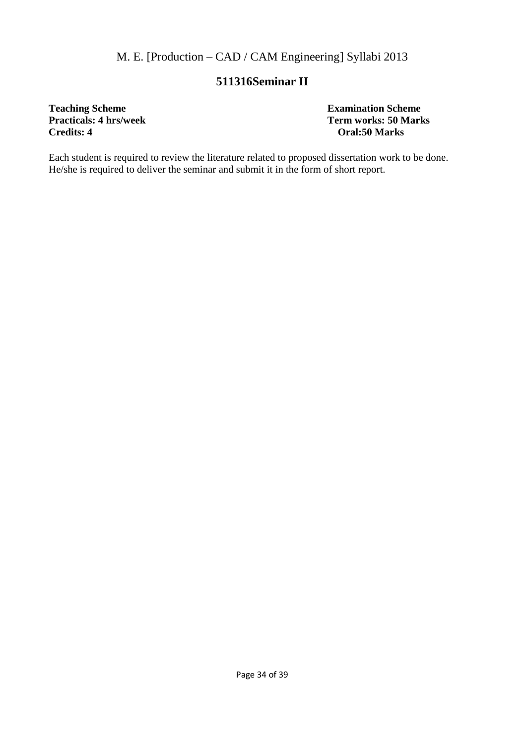## 511316Seminar II

| **Teaching Scheme** | **Examination Scheme** |
|---|---|
| **Practicals: 4 hrs/week** | **Term works: 50 Marks** |
| **Credits: 4** | **Oral:50 Marks** |

Each student is required to review the literature related to proposed dissertation work to be done. He/she is required to deliver the seminar and submit it in the form of short report.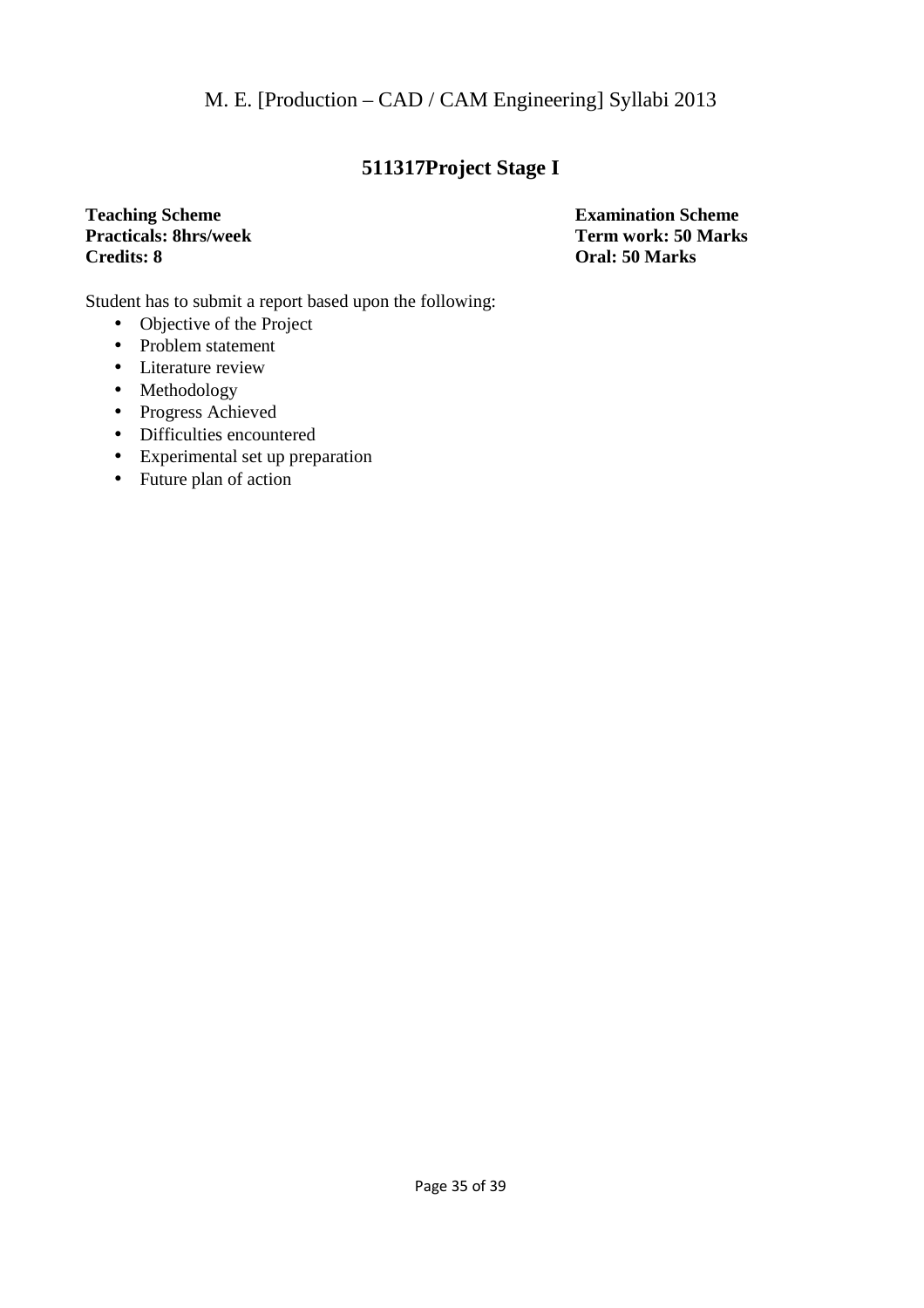## 511317Project Stage I

**Teaching Scheme**
**Practicals: 8hrs/week**
**Credits: 8**

**Examination Scheme**
**Term work: 50 Marks**
**Oral: 50 Marks**

Student has to submit a report based upon the following:

- Objective of the Project
- Problem statement
- Literature review
- Methodology
- Progress Achieved
- Difficulties encountered
- Experimental set up preparation
- Future plan of action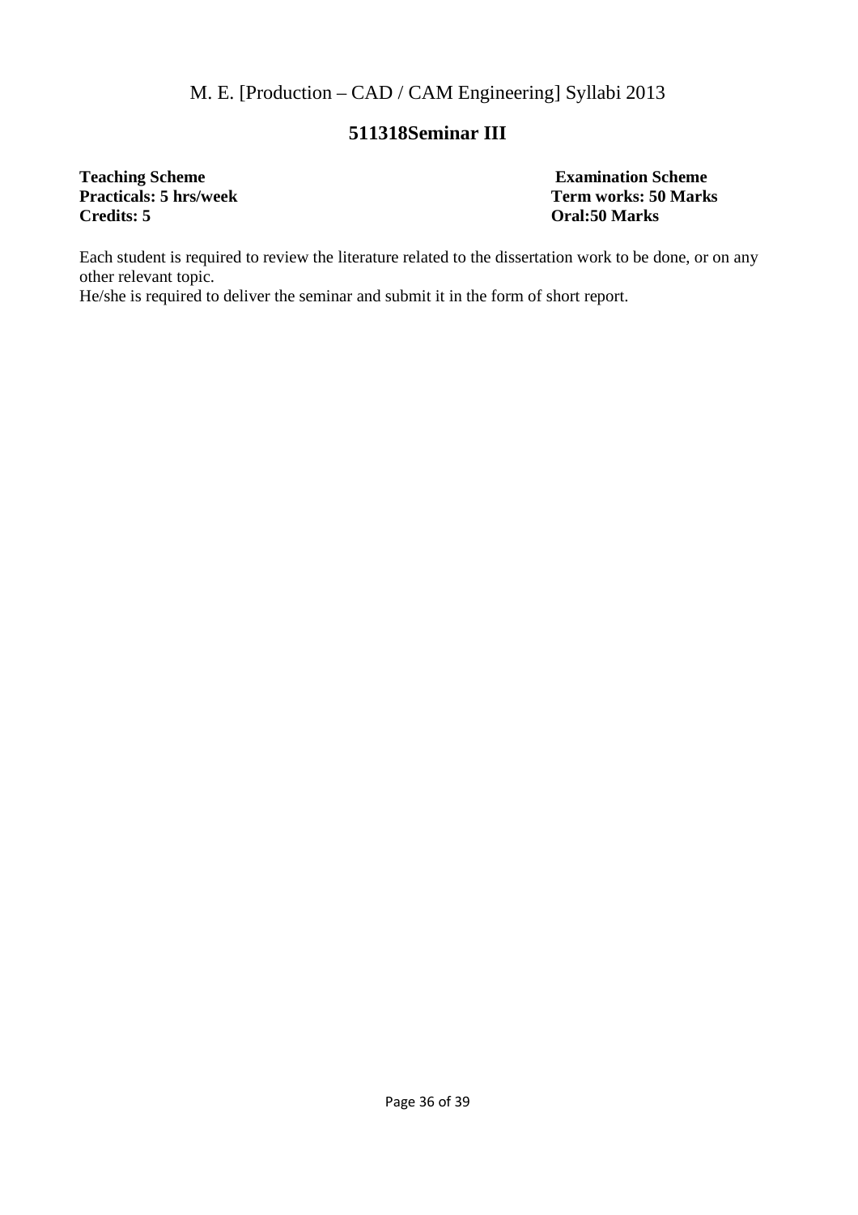## 511318Seminar III

**Teaching Scheme**
**Practicals: 5 hrs/week**
**Credits: 5**

**Examination Scheme**
**Term works: 50 Marks**
**Oral:50 Marks**

Each student is required to review the literature related to the dissertation work to be done, or on any other relevant topic.
He/she is required to deliver the seminar and submit it in the form of short report.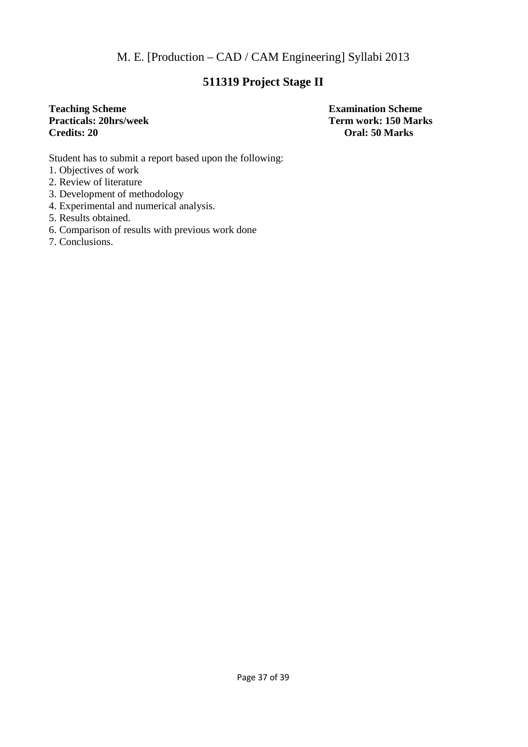M. E. [Production – CAD / CAM Engineering] Syllabi 2013

## 511319 Project Stage II

| | |
|---|---|
| **Teaching Scheme** | **Examination Scheme** |
| **Practicals: 20hrs/week** | **Term work: 150 Marks** |
| **Credits: 20** | **Oral: 50 Marks** |

Student has to submit a report based upon the following:

1. Objectives of work
2. Review of literature
3. Development of methodology
4. Experimental and numerical analysis.
5. Results obtained.
6. Comparison of results with previous work done
7. Conclusions.